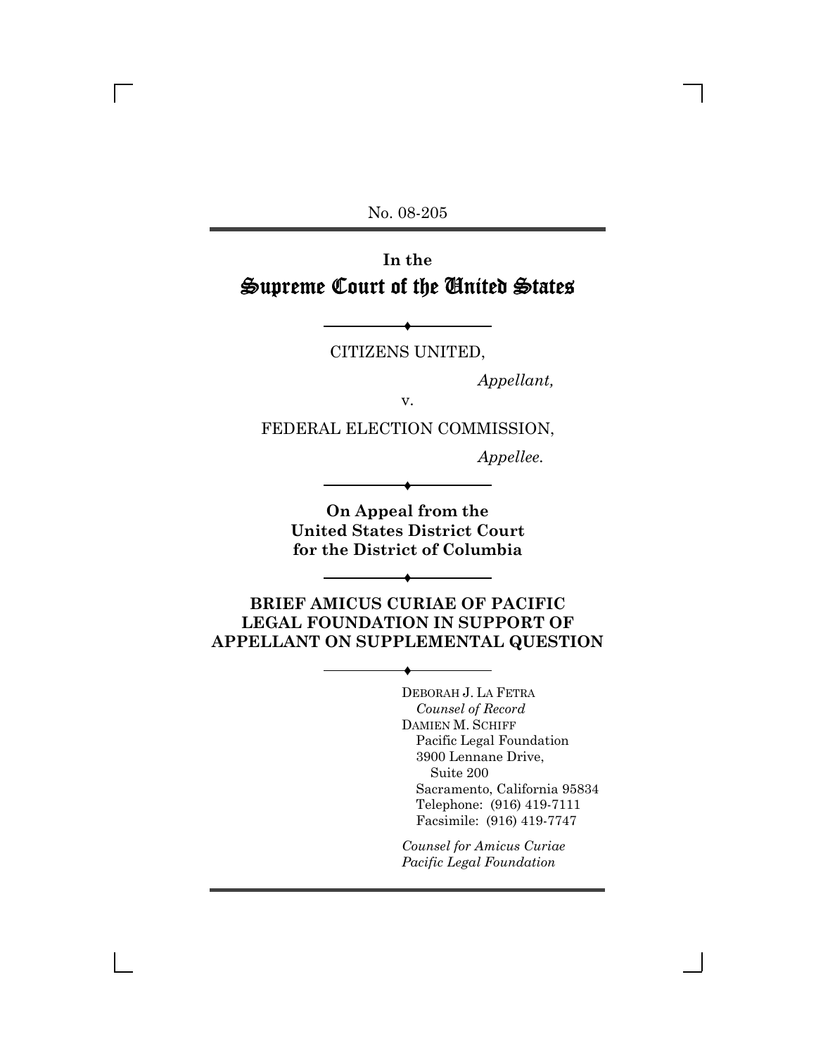No. 08-205

**In the**

# Supreme Court of the United States

CITIZENS UNITED,

*Appellant,*

v.

FEDERAL ELECTION COMMISSION,

*Appellee.*

**On Appeal from the United States District Court for the District of Columbia**

**BRIEF AMICUS CURIAE OF PACIFIC LEGAL FOUNDATION IN SUPPORT OF APPELLANT ON SUPPLEMENTAL QUESTION**

DEBORAH J. LA FETRA
*Counsel of Record*
DAMIEN M. SCHIFF
Pacific Legal Foundation
3900 Lennane Drive,
Suite 200
Sacramento, California 95834
Telephone: (916) 419-7111
Facsimile: (916) 419-7747

*Counsel for Amicus Curiae Pacific Legal Foundation*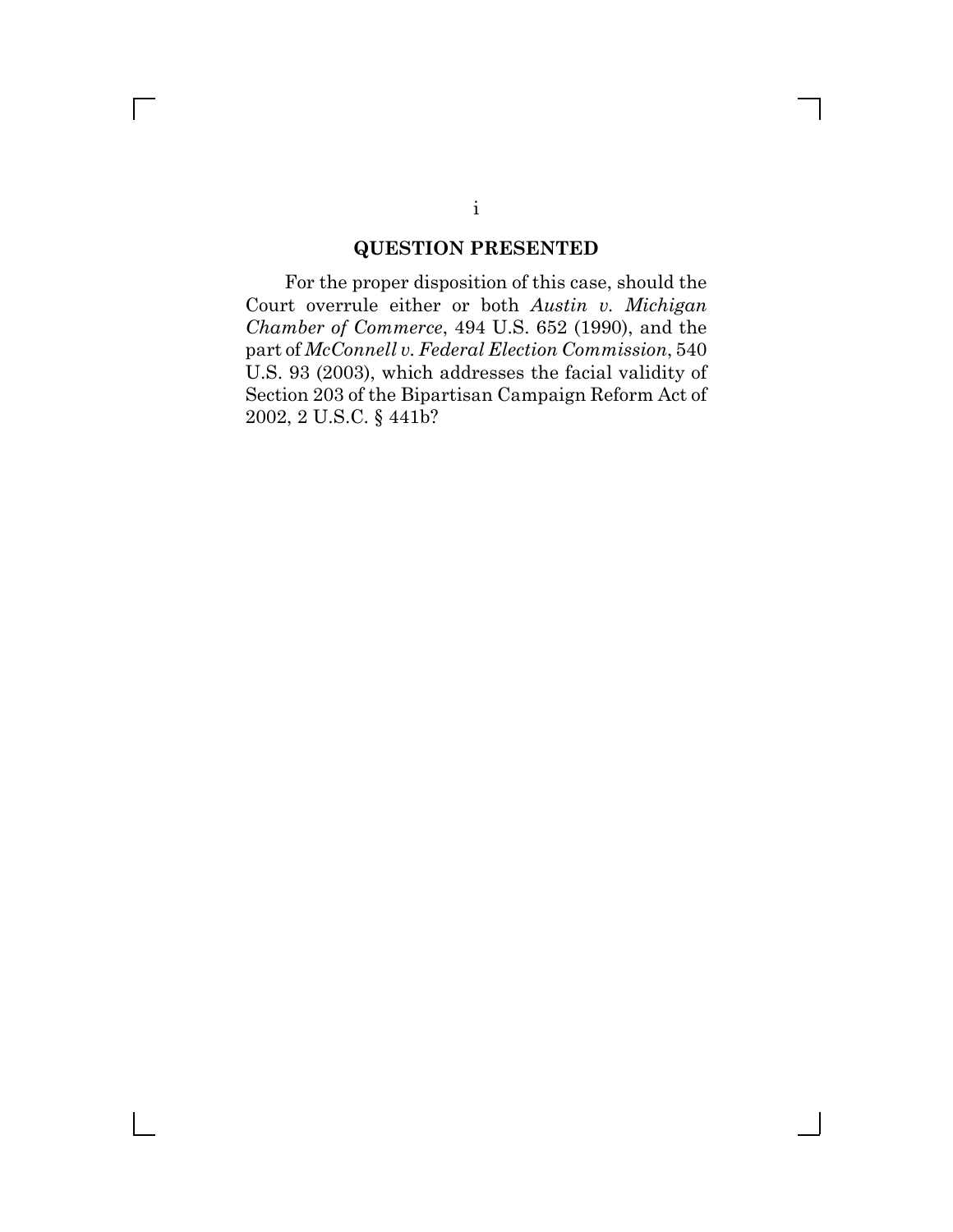## QUESTION PRESENTED

For the proper disposition of this case, should the Court overrule either or both *Austin v. Michigan Chamber of Commerce*, 494 U.S. 652 (1990), and the part of *McConnell v. Federal Election Commission*, 540 U.S. 93 (2003), which addresses the facial validity of Section 203 of the Bipartisan Campaign Reform Act of 2002, 2 U.S.C. § 441b?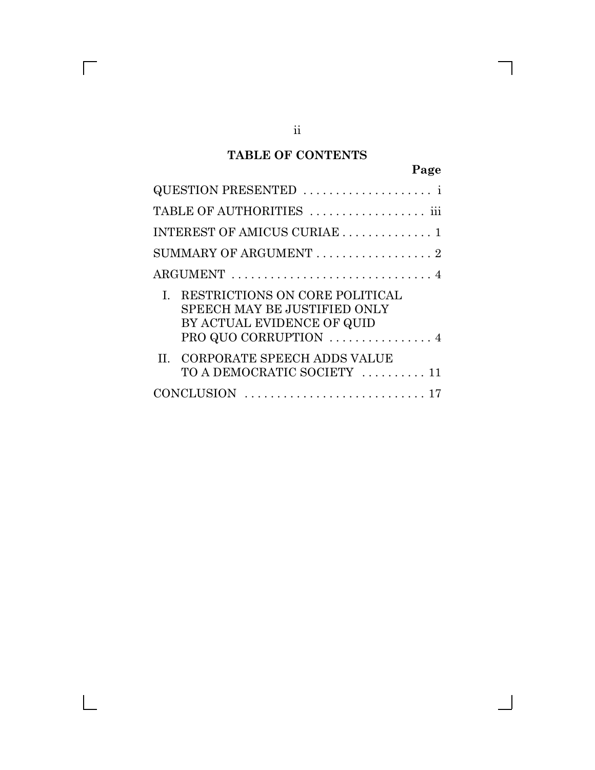## TABLE OF CONTENTS

| | Page |
|---|---|
| QUESTION PRESENTED | i |
| TABLE OF AUTHORITIES | iii |
| INTEREST OF AMICUS CURIAE | 1 |
| SUMMARY OF ARGUMENT | 2 |
| ARGUMENT | 4 |
| I. RESTRICTIONS ON CORE POLITICAL SPEECH MAY BE JUSTIFIED ONLY BY ACTUAL EVIDENCE OF QUID PRO QUO CORRUPTION | 4 |
| II. CORPORATE SPEECH ADDS VALUE TO A DEMOCRATIC SOCIETY | 11 |
| CONCLUSION | 17 |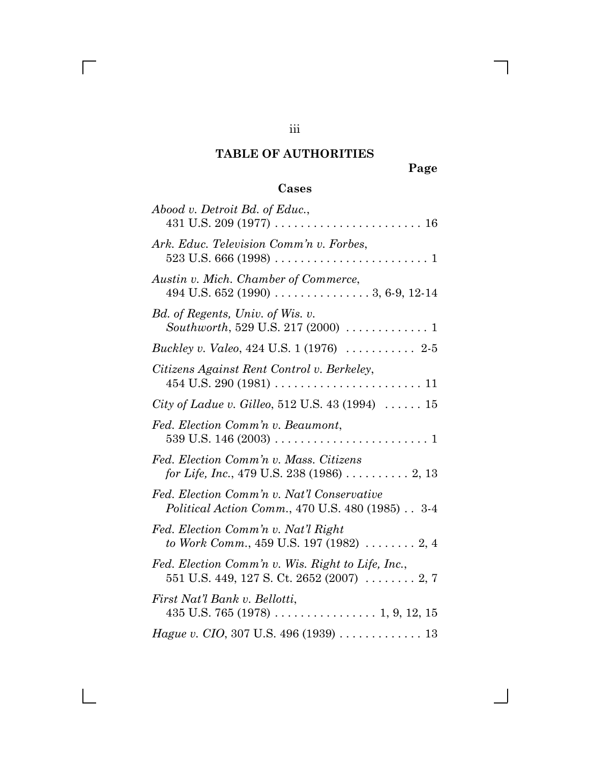## TABLE OF AUTHORITIES

**Page**

### Cases

*Abood v. Detroit Bd. of Educ.*, 431 U.S. 209 (1977) . . . . . . . . . . . . . . . . . . . . . . . 16

*Ark. Educ. Television Comm'n v. Forbes*, 523 U.S. 666 (1998) . . . . . . . . . . . . . . . . . . . . . . . . 1

*Austin v. Mich. Chamber of Commerce*, 494 U.S. 652 (1990) . . . . . . . . . . . . . . . 3, 6-9, 12-14

*Bd. of Regents, Univ. of Wis. v. Southworth*, 529 U.S. 217 (2000) . . . . . . . . . . . . . 1

*Buckley v. Valeo*, 424 U.S. 1 (1976) . . . . . . . . . . . 2-5

*Citizens Against Rent Control v. Berkeley*, 454 U.S. 290 (1981) . . . . . . . . . . . . . . . . . . . . . . . 11

*City of Ladue v. Gilleo*, 512 U.S. 43 (1994) . . . . . . 15

*Fed. Election Comm'n v. Beaumont*, 539 U.S. 146 (2003) . . . . . . . . . . . . . . . . . . . . . . . . 1

*Fed. Election Comm'n v. Mass. Citizens for Life, Inc.*, 479 U.S. 238 (1986) . . . . . . . . . . 2, 13

*Fed. Election Comm'n v. Nat'l Conservative Political Action Comm.*, 470 U.S. 480 (1985) . . 3-4

*Fed. Election Comm'n v. Nat'l Right to Work Comm.*, 459 U.S. 197 (1982) . . . . . . . . 2, 4

*Fed. Election Comm'n v. Wis. Right to Life, Inc.*, 551 U.S. 449, 127 S. Ct. 2652 (2007) . . . . . . . . 2, 7

*First Nat'l Bank v. Bellotti*, 435 U.S. 765 (1978) . . . . . . . . . . . . . . . . 1, 9, 12, 15

*Hague v. CIO*, 307 U.S. 496 (1939) . . . . . . . . . . . . . 13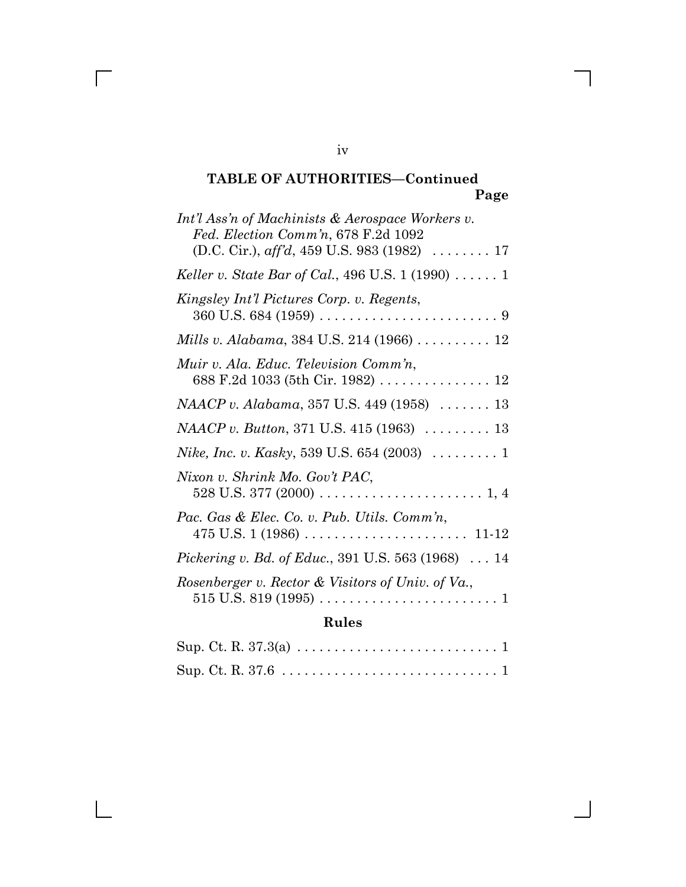## TABLE OF AUTHORITIES—Continued

**Page**

*Int'l Ass'n of Machinists & Aerospace Workers v. Fed. Election Comm'n*, 678 F.2d 1092 (D.C. Cir.), *aff'd*, 459 U.S. 983 (1982) . . . . . . . . 17

*Keller v. State Bar of Cal.*, 496 U.S. 1 (1990) . . . . . . 1

*Kingsley Int'l Pictures Corp. v. Regents*, 360 U.S. 684 (1959) . . . . . . . . . . . . . . . . . . . . . . . . 9

*Mills v. Alabama*, 384 U.S. 214 (1966) . . . . . . . . . . 12

*Muir v. Ala. Educ. Television Comm'n*, 688 F.2d 1033 (5th Cir. 1982) . . . . . . . . . . . . . . . 12

*NAACP v. Alabama*, 357 U.S. 449 (1958) . . . . . . . 13

*NAACP v. Button*, 371 U.S. 415 (1963) . . . . . . . . . 13

*Nike, Inc. v. Kasky*, 539 U.S. 654 (2003) . . . . . . . . . 1

*Nixon v. Shrink Mo. Gov't PAC*, 528 U.S. 377 (2000) . . . . . . . . . . . . . . . . . . . . . . . 1, 4

*Pac. Gas & Elec. Co. v. Pub. Utils. Comm'n*, 475 U.S. 1 (1986) . . . . . . . . . . . . . . . . . . . . . . 11-12

*Pickering v. Bd. of Educ.*, 391 U.S. 563 (1968) . . . 14

*Rosenberger v. Rector & Visitors of Univ. of Va.*, 515 U.S. 819 (1995) . . . . . . . . . . . . . . . . . . . . . . . . 1

### Rules

Sup. Ct. R. 37.3(a) . . . . . . . . . . . . . . . . . . . . . . . . . . . 1

Sup. Ct. R. 37.6 . . . . . . . . . . . . . . . . . . . . . . . . . . . . . 1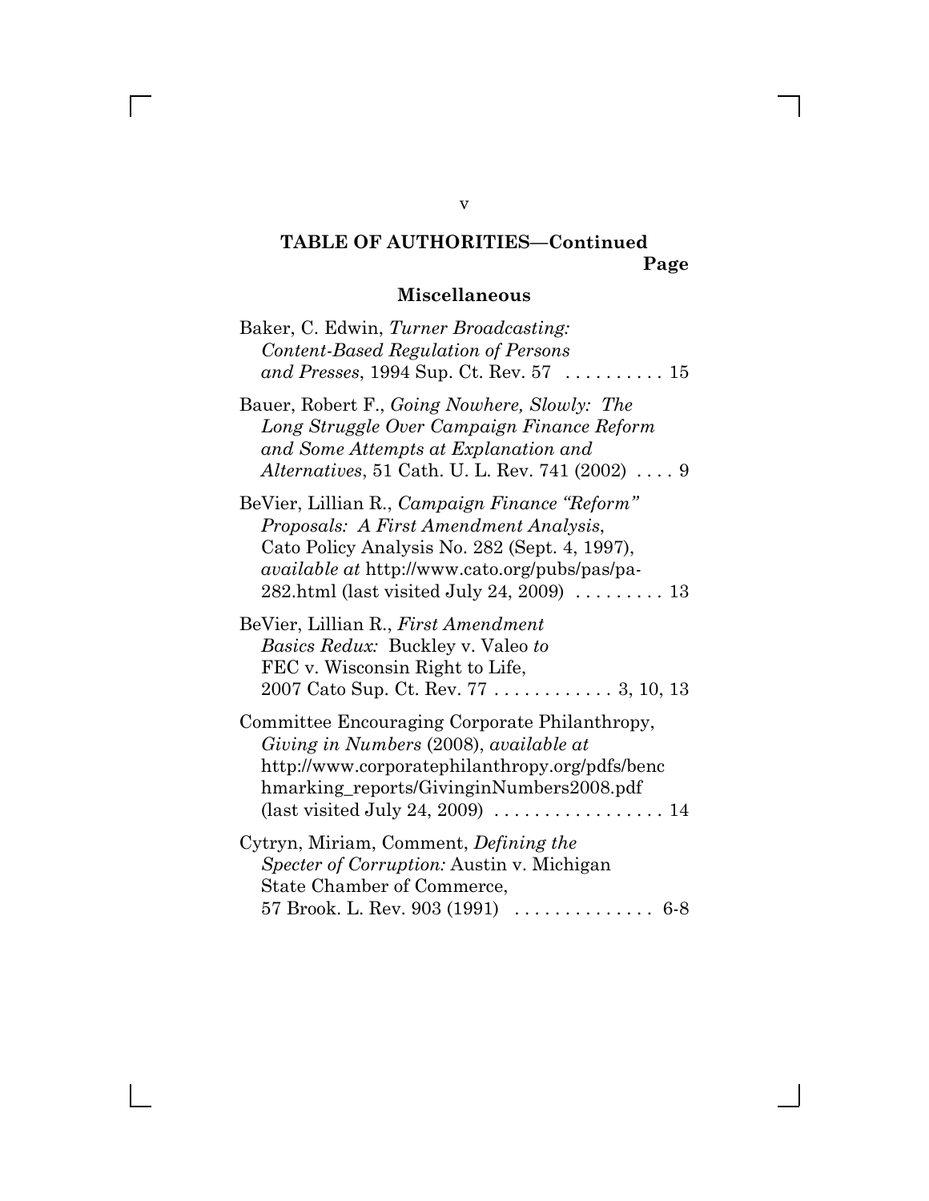## TABLE OF AUTHORITIES—Continued

Page

### Miscellaneous

Baker, C. Edwin, *Turner Broadcasting: Content-Based Regulation of Persons and Presses*, 1994 Sup. Ct. Rev. 57 .......... 15

Bauer, Robert F., *Going Nowhere, Slowly: The Long Struggle Over Campaign Finance Reform and Some Attempts at Explanation and Alternatives*, 51 Cath. U. L. Rev. 741 (2002) .... 9

BeVier, Lillian R., *Campaign Finance "Reform" Proposals: A First Amendment Analysis*, Cato Policy Analysis No. 282 (Sept. 4, 1997), *available at* http://www.cato.org/pubs/pas/pa-282.html (last visited July 24, 2009) ......... 13

BeVier, Lillian R., *First Amendment Basics Redux:* Buckley v. Valeo *to* FEC v. Wisconsin Right to Life, 2007 Cato Sup. Ct. Rev. 77 ............ 3, 10, 13

Committee Encouraging Corporate Philanthropy, *Giving in Numbers* (2008), *available at* http://www.corporatephilanthropy.org/pdfs/benchmarking_reports/GivinginNumbers2008.pdf (last visited July 24, 2009) ................. 14

Cytryn, Miriam, Comment, *Defining the Specter of Corruption:* Austin v. Michigan State Chamber of Commerce, 57 Brook. L. Rev. 903 (1991) .............. 6-8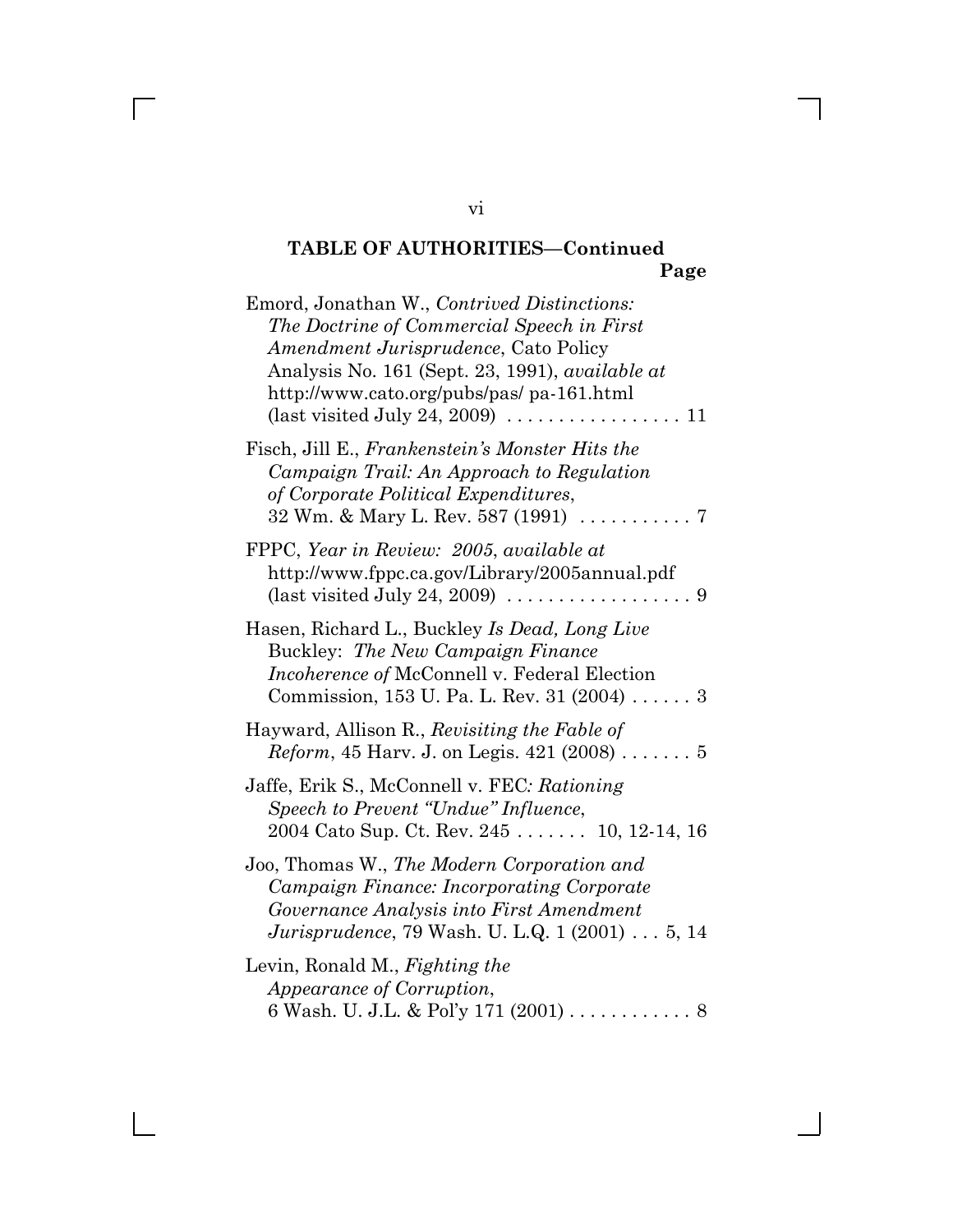**TABLE OF AUTHORITIES—Continued**

**Page**

Emord, Jonathan W., *Contrived Distinctions: The Doctrine of Commercial Speech in First Amendment Jurisprudence*, Cato Policy Analysis No. 161 (Sept. 23, 1991), *available at* http://www.cato.org/pubs/pas/ pa-161.html (last visited July 24, 2009) . . . . . . . . . . . . . . . . . 11

Fisch, Jill E., *Frankenstein's Monster Hits the Campaign Trail: An Approach to Regulation of Corporate Political Expenditures*, 32 Wm. & Mary L. Rev. 587 (1991) . . . . . . . . . . . 7

FPPC, *Year in Review: 2005*, *available at* http://www.fppc.ca.gov/Library/2005annual.pdf (last visited July 24, 2009) . . . . . . . . . . . . . . . . . . 9

Hasen, Richard L., Buckley *Is Dead, Long Live* Buckley: *The New Campaign Finance Incoherence of* McConnell v. Federal Election Commission, 153 U. Pa. L. Rev. 31 (2004) . . . . . . 3

Hayward, Allison R., *Revisiting the Fable of Reform*, 45 Harv. J. on Legis. 421 (2008) . . . . . . . 5

Jaffe, Erik S., McConnell v. FEC*: Rationing Speech to Prevent "Undue" Influence*, 2004 Cato Sup. Ct. Rev. 245 . . . . . . . 10, 12-14, 16

Joo, Thomas W., *The Modern Corporation and Campaign Finance: Incorporating Corporate Governance Analysis into First Amendment Jurisprudence*, 79 Wash. U. L.Q. 1 (2001) . . . 5, 14

Levin, Ronald M., *Fighting the Appearance of Corruption*, 6 Wash. U. J.L. & Pol'y 171 (2001) . . . . . . . . . . . . 8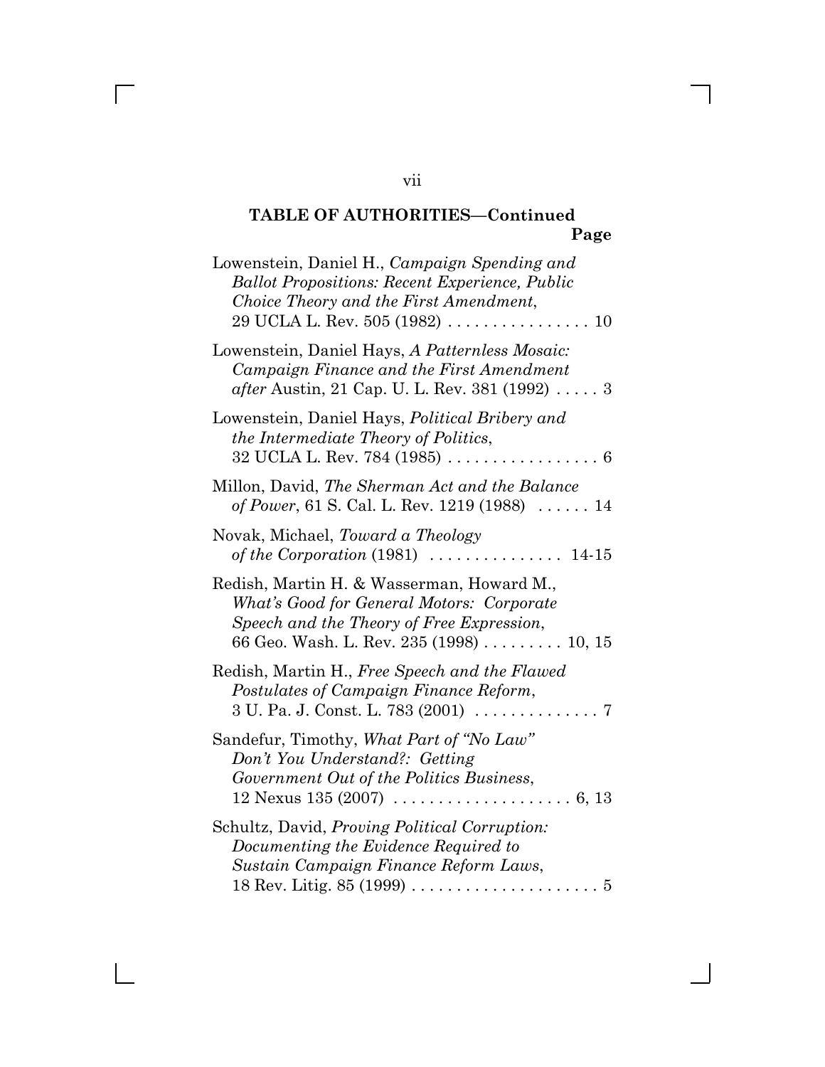**TABLE OF AUTHORITIES—Continued**

**Page**

Lowenstein, Daniel H., *Campaign Spending and Ballot Propositions: Recent Experience, Public Choice Theory and the First Amendment*, 29 UCLA L. Rev. 505 (1982) . . . . . . . . . . . . . . . . 10

Lowenstein, Daniel Hays, *A Patternless Mosaic: Campaign Finance and the First Amendment after* Austin, 21 Cap. U. L. Rev. 381 (1992) . . . . . 3

Lowenstein, Daniel Hays, *Political Bribery and the Intermediate Theory of Politics*, 32 UCLA L. Rev. 784 (1985) . . . . . . . . . . . . . . . . . 6

Millon, David, *The Sherman Act and the Balance of Power*, 61 S. Cal. L. Rev. 1219 (1988) . . . . . . 14

Novak, Michael, *Toward a Theology of the Corporation* (1981) . . . . . . . . . . . . . . . 14-15

Redish, Martin H. & Wasserman, Howard M., *What's Good for General Motors: Corporate Speech and the Theory of Free Expression*, 66 Geo. Wash. L. Rev. 235 (1998) . . . . . . . . . 10, 15

Redish, Martin H., *Free Speech and the Flawed Postulates of Campaign Finance Reform*, 3 U. Pa. J. Const. L. 783 (2001) . . . . . . . . . . . . . . 7

Sandefur, Timothy, *What Part of "No Law" Don't You Understand?: Getting Government Out of the Politics Business*, 12 Nexus 135 (2007) . . . . . . . . . . . . . . . . . . . . 6, 13

Schultz, David, *Proving Political Corruption: Documenting the Evidence Required to Sustain Campaign Finance Reform Laws*, 18 Rev. Litig. 85 (1999) . . . . . . . . . . . . . . . . . . . . . 5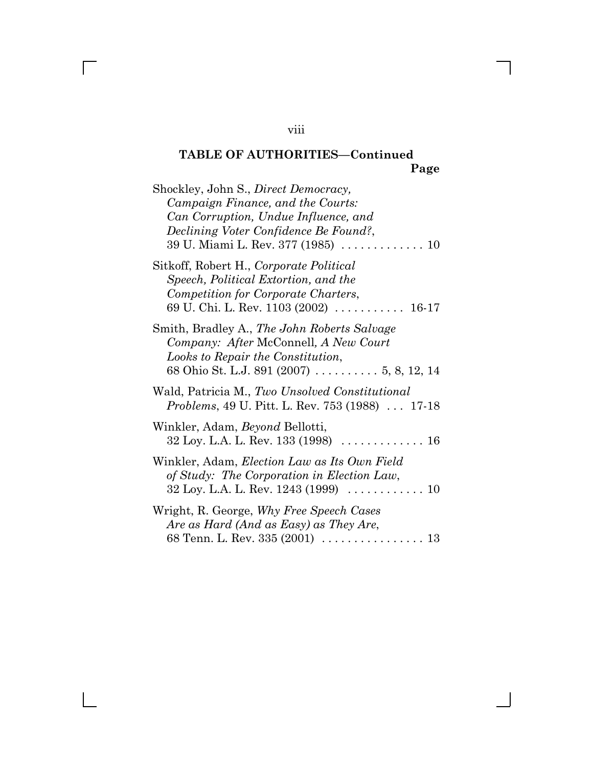**TABLE OF AUTHORITIES—Continued**

**Page**

Shockley, John S., *Direct Democracy, Campaign Finance, and the Courts: Can Corruption, Undue Influence, and Declining Voter Confidence Be Found?*, 39 U. Miami L. Rev. 377 (1985) . . . . . . . . . . . . . 10

Sitkoff, Robert H., *Corporate Political Speech, Political Extortion, and the Competition for Corporate Charters*, 69 U. Chi. L. Rev. 1103 (2002) . . . . . . . . . . . 16-17

Smith, Bradley A., *The John Roberts Salvage Company: After* McConnell*, A New Court Looks to Repair the Constitution*, 68 Ohio St. L.J. 891 (2007) . . . . . . . . . . 5, 8, 12, 14

Wald, Patricia M., *Two Unsolved Constitutional Problems*, 49 U. Pitt. L. Rev. 753 (1988) . . . 17-18

Winkler, Adam, *Beyond* Bellotti, 32 Loy. L.A. L. Rev. 133 (1998) . . . . . . . . . . . . . 16

Winkler, Adam, *Election Law as Its Own Field of Study: The Corporation in Election Law*, 32 Loy. L.A. L. Rev. 1243 (1999) . . . . . . . . . . . . 10

Wright, R. George, *Why Free Speech Cases Are as Hard (And as Easy) as They Are*, 68 Tenn. L. Rev. 335 (2001) . . . . . . . . . . . . . . . . 13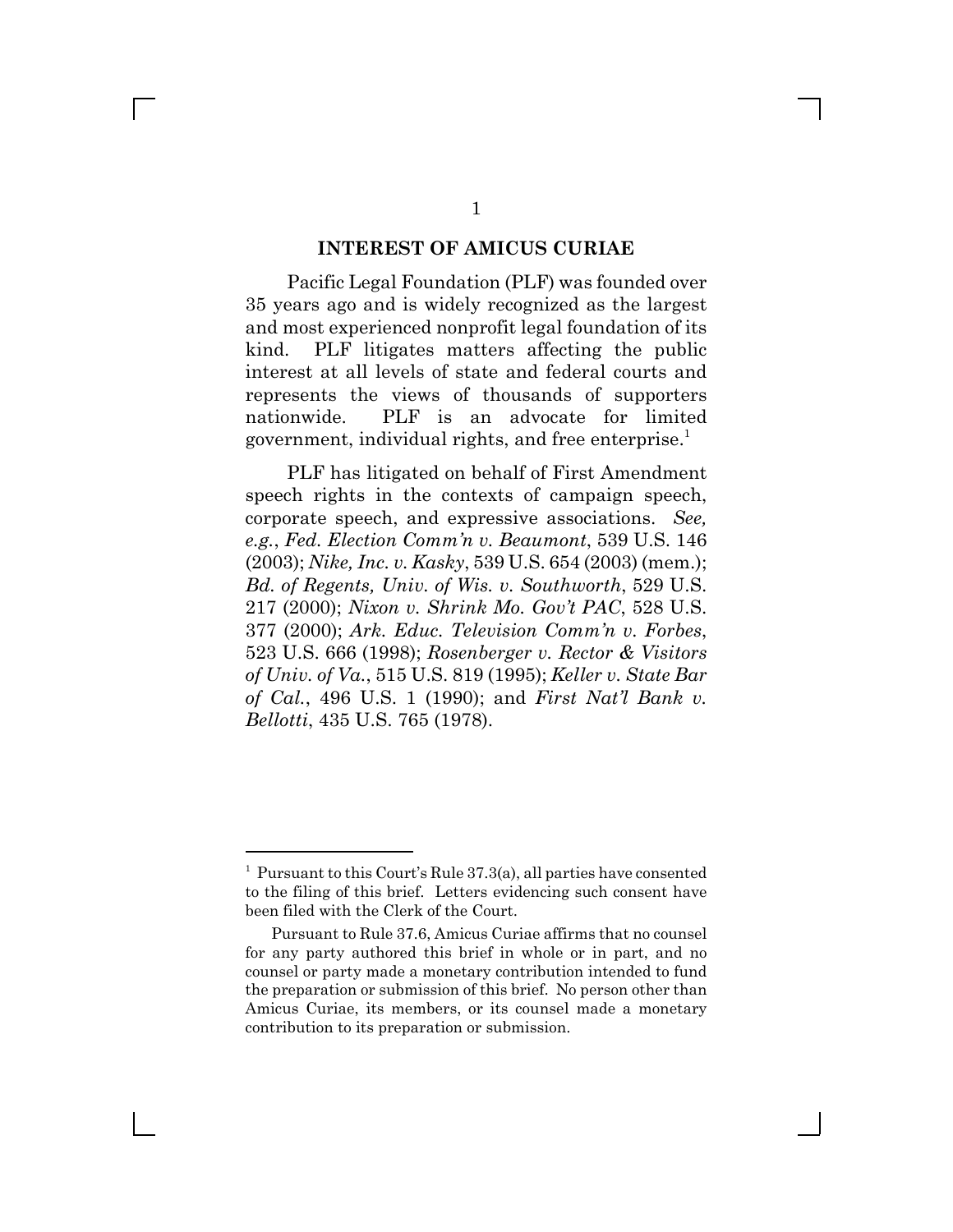## INTEREST OF AMICUS CURIAE

Pacific Legal Foundation (PLF) was founded over 35 years ago and is widely recognized as the largest and most experienced nonprofit legal foundation of its kind. PLF litigates matters affecting the public interest at all levels of state and federal courts and represents the views of thousands of supporters nationwide. PLF is an advocate for limited government, individual rights, and free enterprise.[1]

PLF has litigated on behalf of First Amendment speech rights in the contexts of campaign speech, corporate speech, and expressive associations. *See, e.g.*, *Fed. Election Comm'n v. Beaumont*, 539 U.S. 146 (2003); *Nike, Inc. v. Kasky*, 539 U.S. 654 (2003) (mem.); *Bd. of Regents, Univ. of Wis. v. Southworth*, 529 U.S. 217 (2000); *Nixon v. Shrink Mo. Gov't PAC*, 528 U.S. 377 (2000); *Ark. Educ. Television Comm'n v. Forbes*, 523 U.S. 666 (1998); *Rosenberger v. Rector & Visitors of Univ. of Va.*, 515 U.S. 819 (1995); *Keller v. State Bar of Cal.*, 496 U.S. 1 (1990); and *First Nat'l Bank v. Bellotti*, 435 U.S. 765 (1978).

---

[1] Pursuant to this Court's Rule 37.3(a), all parties have consented to the filing of this brief. Letters evidencing such consent have been filed with the Clerk of the Court.

Pursuant to Rule 37.6, Amicus Curiae affirms that no counsel for any party authored this brief in whole or in part, and no counsel or party made a monetary contribution intended to fund the preparation or submission of this brief. No person other than Amicus Curiae, its members, or its counsel made a monetary contribution to its preparation or submission.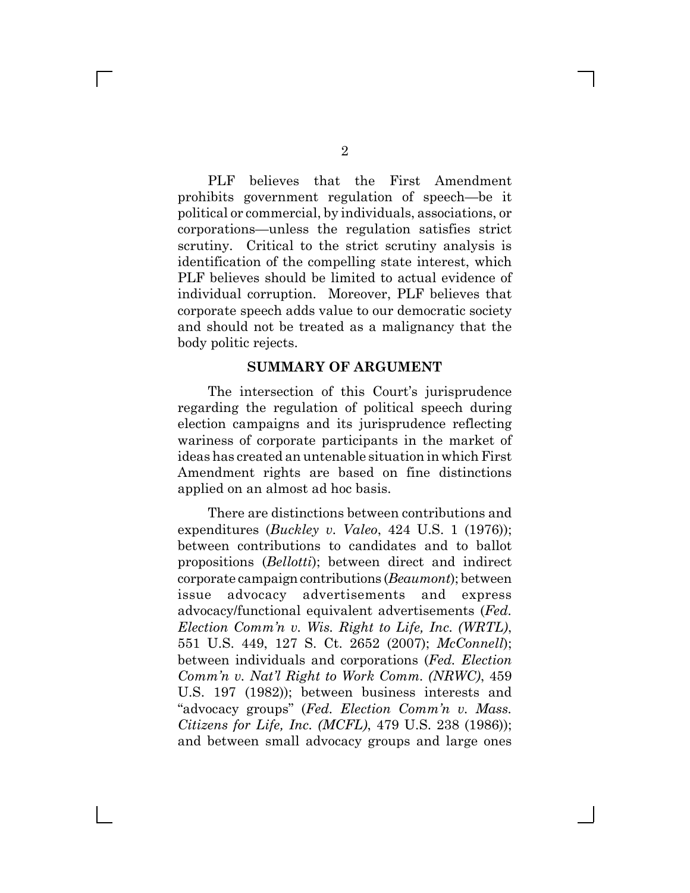PLF believes that the First Amendment prohibits government regulation of speech—be it political or commercial, by individuals, associations, or corporations—unless the regulation satisfies strict scrutiny. Critical to the strict scrutiny analysis is identification of the compelling state interest, which PLF believes should be limited to actual evidence of individual corruption. Moreover, PLF believes that corporate speech adds value to our democratic society and should not be treated as a malignancy that the body politic rejects.

## SUMMARY OF ARGUMENT

The intersection of this Court's jurisprudence regarding the regulation of political speech during election campaigns and its jurisprudence reflecting wariness of corporate participants in the market of ideas has created an untenable situation in which First Amendment rights are based on fine distinctions applied on an almost ad hoc basis.

There are distinctions between contributions and expenditures (*Buckley v. Valeo*, 424 U.S. 1 (1976)); between contributions to candidates and to ballot propositions (*Bellotti*); between direct and indirect corporate campaign contributions (*Beaumont*); between issue advocacy advertisements and express advocacy/functional equivalent advertisements (*Fed. Election Comm'n v. Wis. Right to Life, Inc. (WRTL)*, 551 U.S. 449, 127 S. Ct. 2652 (2007); *McConnell*); between individuals and corporations (*Fed. Election Comm'n v. Nat'l Right to Work Comm. (NRWC)*, 459 U.S. 197 (1982)); between business interests and "advocacy groups" (*Fed. Election Comm'n v. Mass. Citizens for Life, Inc. (MCFL)*, 479 U.S. 238 (1986)); and between small advocacy groups and large ones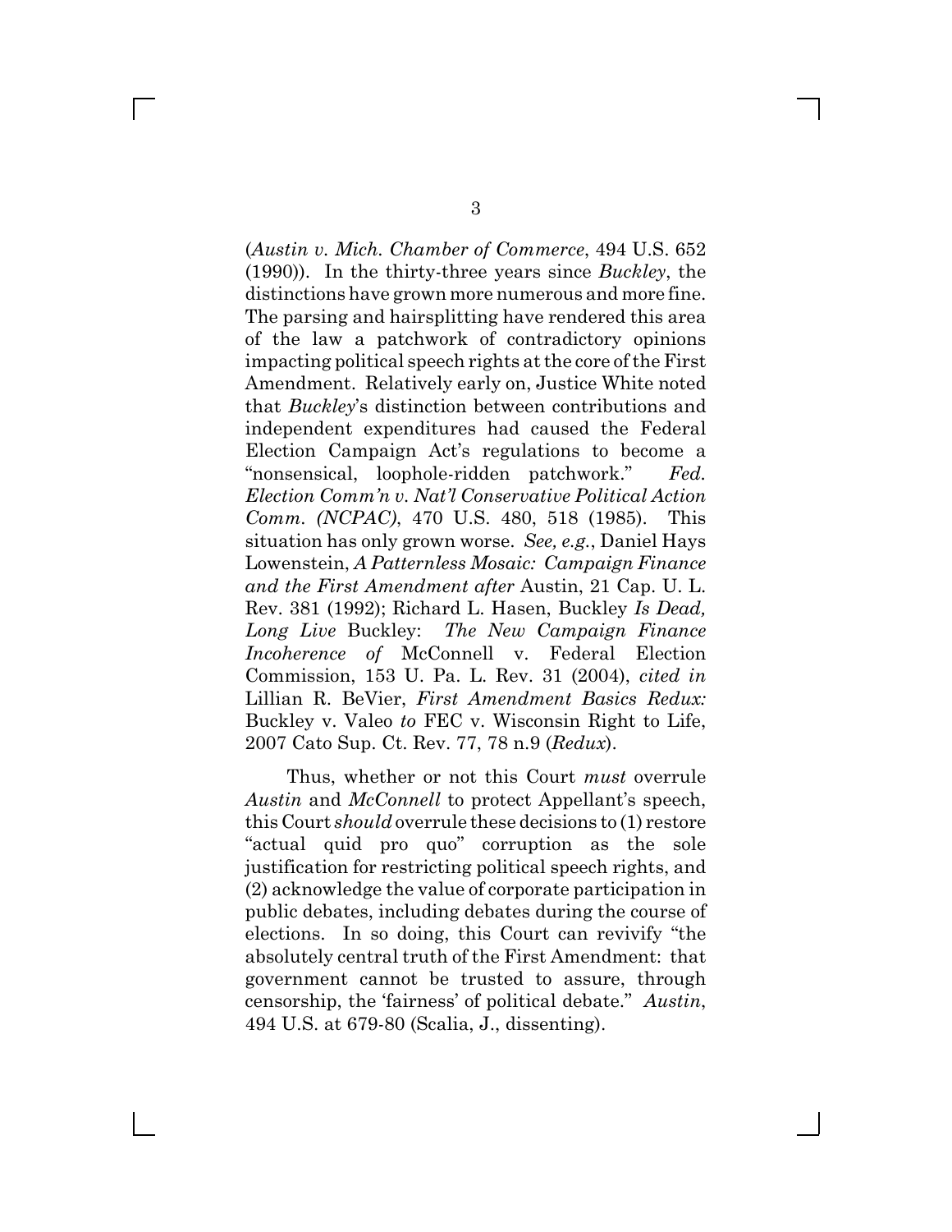(*Austin v. Mich. Chamber of Commerce*, 494 U.S. 652 (1990)). In the thirty-three years since *Buckley*, the distinctions have grown more numerous and more fine. The parsing and hairsplitting have rendered this area of the law a patchwork of contradictory opinions impacting political speech rights at the core of the First Amendment. Relatively early on, Justice White noted that *Buckley*'s distinction between contributions and independent expenditures had caused the Federal Election Campaign Act's regulations to become a "nonsensical, loophole-ridden patchwork." *Fed. Election Comm'n v. Nat'l Conservative Political Action Comm. (NCPAC)*, 470 U.S. 480, 518 (1985). This situation has only grown worse. *See, e.g.*, Daniel Hays Lowenstein, *A Patternless Mosaic: Campaign Finance and the First Amendment after* Austin, 21 Cap. U. L. Rev. 381 (1992); Richard L. Hasen, Buckley *Is Dead, Long Live* Buckley: *The New Campaign Finance Incoherence of* McConnell v. Federal Election Commission, 153 U. Pa. L. Rev. 31 (2004), *cited in* Lillian R. BeVier, *First Amendment Basics Redux:* Buckley v. Valeo *to* FEC v. Wisconsin Right to Life, 2007 Cato Sup. Ct. Rev. 77, 78 n.9 (*Redux*).

Thus, whether or not this Court *must* overrule *Austin* and *McConnell* to protect Appellant's speech, this Court *should* overrule these decisions to (1) restore "actual quid pro quo" corruption as the sole justification for restricting political speech rights, and (2) acknowledge the value of corporate participation in public debates, including debates during the course of elections. In so doing, this Court can revivify "the absolutely central truth of the First Amendment: that government cannot be trusted to assure, through censorship, the 'fairness' of political debate." *Austin*, 494 U.S. at 679-80 (Scalia, J., dissenting).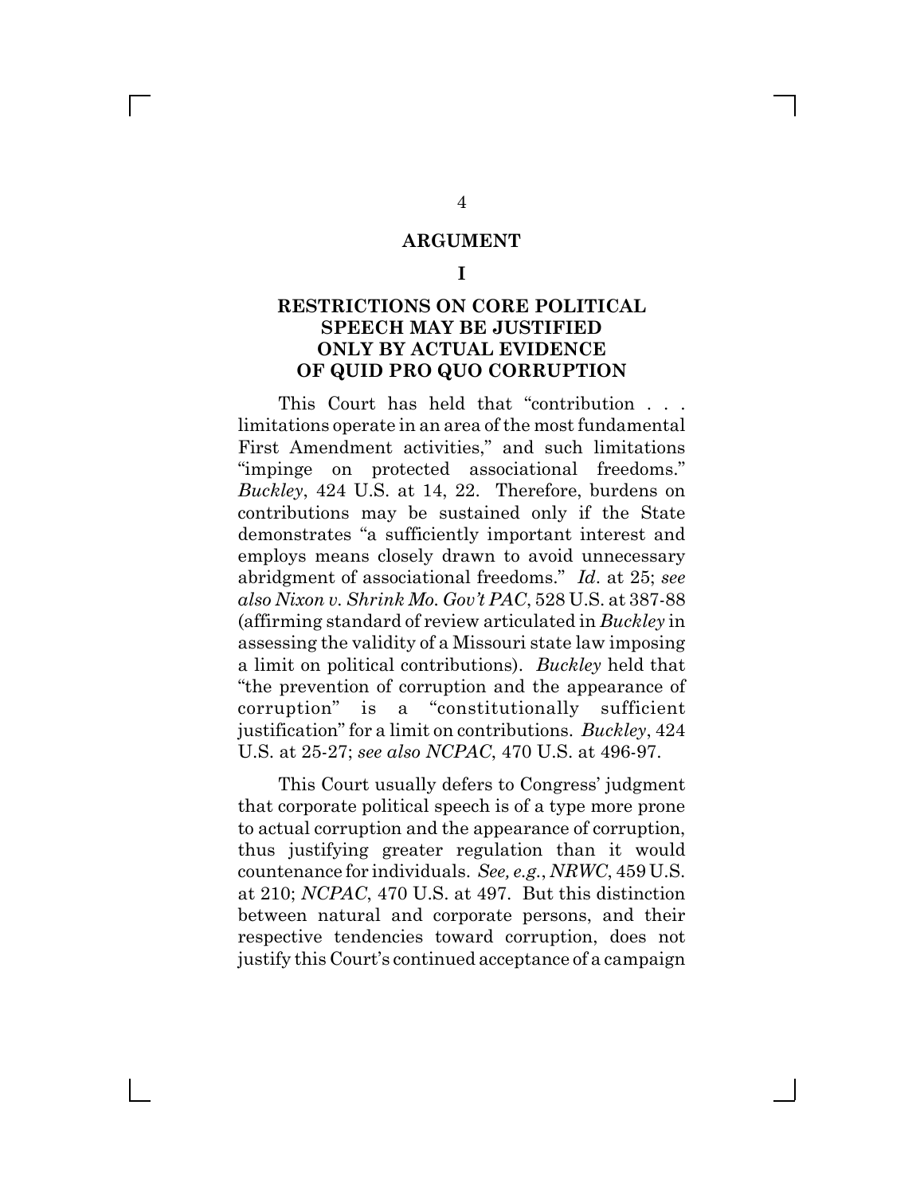## ARGUMENT

### I

### RESTRICTIONS ON CORE POLITICAL SPEECH MAY BE JUSTIFIED ONLY BY ACTUAL EVIDENCE OF QUID PRO QUO CORRUPTION

This Court has held that "contribution . . . limitations operate in an area of the most fundamental First Amendment activities," and such limitations "impinge on protected associational freedoms." *Buckley*, 424 U.S. at 14, 22. Therefore, burdens on contributions may be sustained only if the State demonstrates "a sufficiently important interest and employs means closely drawn to avoid unnecessary abridgment of associational freedoms." *Id*. at 25; *see also Nixon v. Shrink Mo. Gov't PAC*, 528 U.S. at 387-88 (affirming standard of review articulated in *Buckley* in assessing the validity of a Missouri state law imposing a limit on political contributions). *Buckley* held that "the prevention of corruption and the appearance of corruption" is a "constitutionally sufficient justification" for a limit on contributions. *Buckley*, 424 U.S. at 25-27; *see also NCPAC*, 470 U.S. at 496-97.

This Court usually defers to Congress' judgment that corporate political speech is of a type more prone to actual corruption and the appearance of corruption, thus justifying greater regulation than it would countenance for individuals. *See, e.g.*, *NRWC*, 459 U.S. at 210; *NCPAC*, 470 U.S. at 497. But this distinction between natural and corporate persons, and their respective tendencies toward corruption, does not justify this Court's continued acceptance of a campaign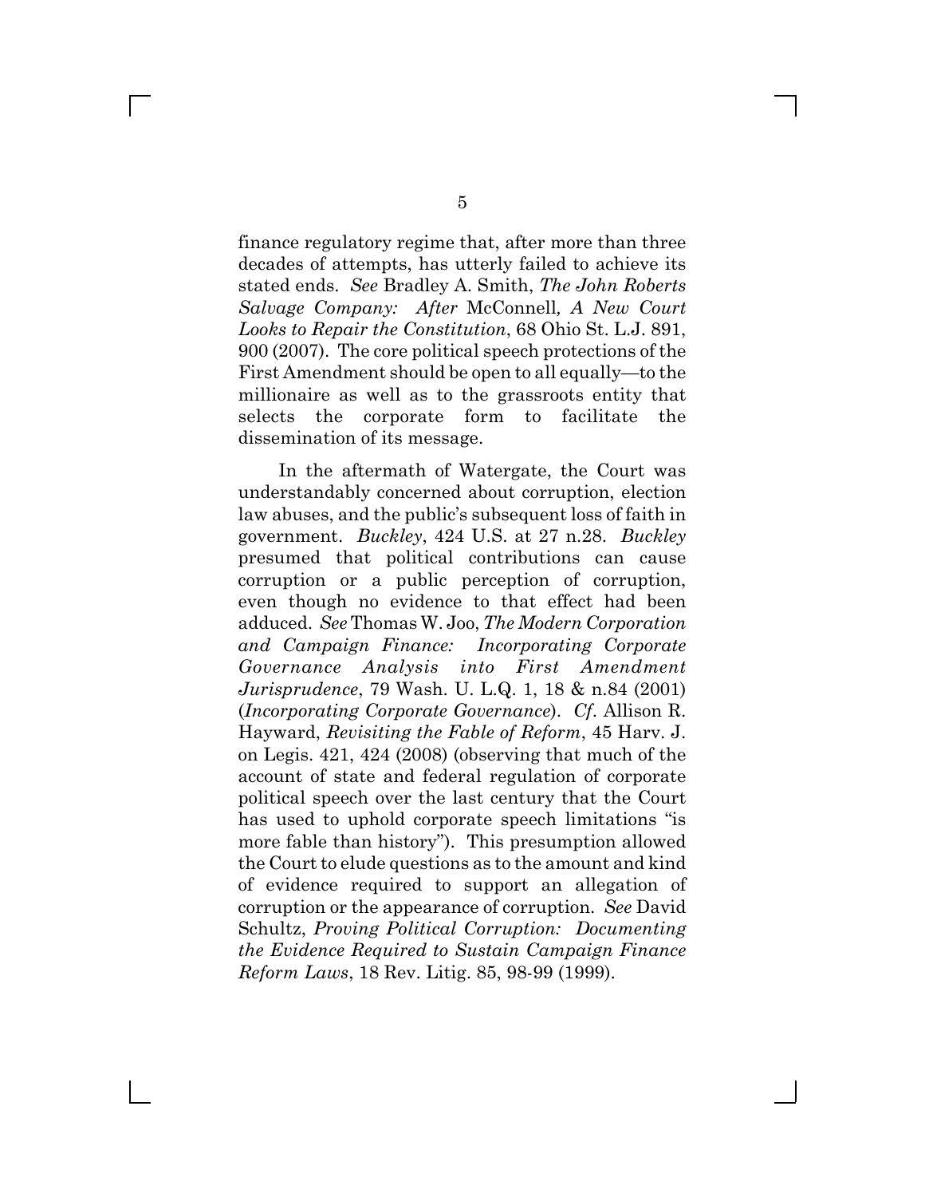finance regulatory regime that, after more than three decades of attempts, has utterly failed to achieve its stated ends. *See* Bradley A. Smith, *The John Roberts Salvage Company: After* McConnell*, A New Court Looks to Repair the Constitution*, 68 Ohio St. L.J. 891, 900 (2007). The core political speech protections of the First Amendment should be open to all equally—to the millionaire as well as to the grassroots entity that selects the corporate form to facilitate the dissemination of its message.

In the aftermath of Watergate, the Court was understandably concerned about corruption, election law abuses, and the public's subsequent loss of faith in government. *Buckley*, 424 U.S. at 27 n.28. *Buckley* presumed that political contributions can cause corruption or a public perception of corruption, even though no evidence to that effect had been adduced. *See* Thomas W. Joo, *The Modern Corporation and Campaign Finance: Incorporating Corporate Governance Analysis into First Amendment Jurisprudence*, 79 Wash. U. L.Q. 1, 18 & n.84 (2001) (*Incorporating Corporate Governance*). *Cf*. Allison R. Hayward, *Revisiting the Fable of Reform*, 45 Harv. J. on Legis. 421, 424 (2008) (observing that much of the account of state and federal regulation of corporate political speech over the last century that the Court has used to uphold corporate speech limitations "is more fable than history"). This presumption allowed the Court to elude questions as to the amount and kind of evidence required to support an allegation of corruption or the appearance of corruption. *See* David Schultz, *Proving Political Corruption: Documenting the Evidence Required to Sustain Campaign Finance Reform Laws*, 18 Rev. Litig. 85, 98-99 (1999).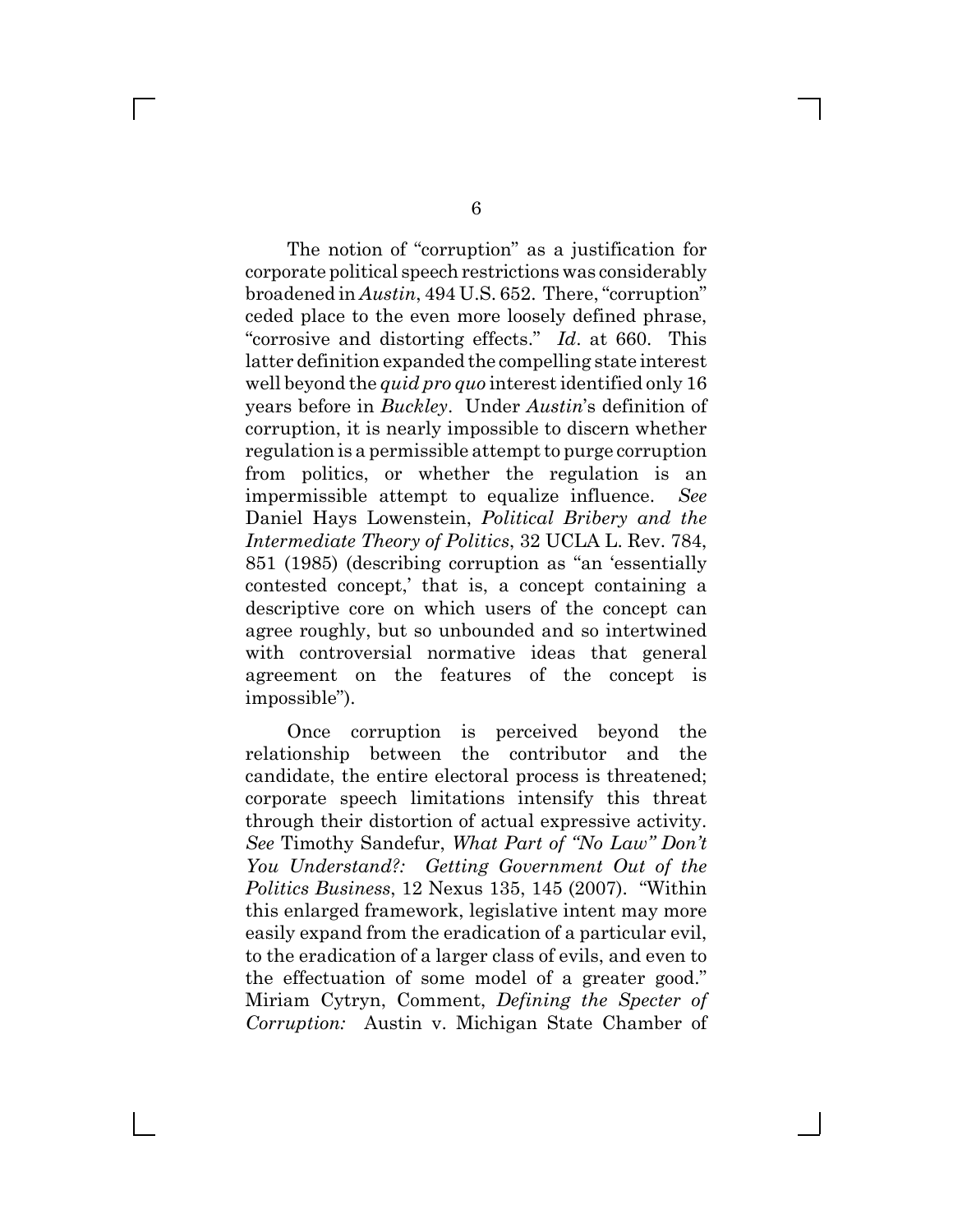The notion of "corruption" as a justification for corporate political speech restrictions was considerably broadened in *Austin*, 494 U.S. 652. There, "corruption" ceded place to the even more loosely defined phrase, "corrosive and distorting effects." *Id*. at 660. This latter definition expanded the compelling state interest well beyond the *quid pro quo* interest identified only 16 years before in *Buckley*. Under *Austin*'s definition of corruption, it is nearly impossible to discern whether regulation is a permissible attempt to purge corruption from politics, or whether the regulation is an impermissible attempt to equalize influence. *See* Daniel Hays Lowenstein, *Political Bribery and the Intermediate Theory of Politics*, 32 UCLA L. Rev. 784, 851 (1985) (describing corruption as "an 'essentially contested concept,' that is, a concept containing a descriptive core on which users of the concept can agree roughly, but so unbounded and so intertwined with controversial normative ideas that general agreement on the features of the concept is impossible").

Once corruption is perceived beyond the relationship between the contributor and the candidate, the entire electoral process is threatened; corporate speech limitations intensify this threat through their distortion of actual expressive activity. *See* Timothy Sandefur, *What Part of "No Law" Don't You Understand?: Getting Government Out of the Politics Business*, 12 Nexus 135, 145 (2007). "Within this enlarged framework, legislative intent may more easily expand from the eradication of a particular evil, to the eradication of a larger class of evils, and even to the effectuation of some model of a greater good." Miriam Cytryn, Comment, *Defining the Specter of Corruption:* Austin v. Michigan State Chamber of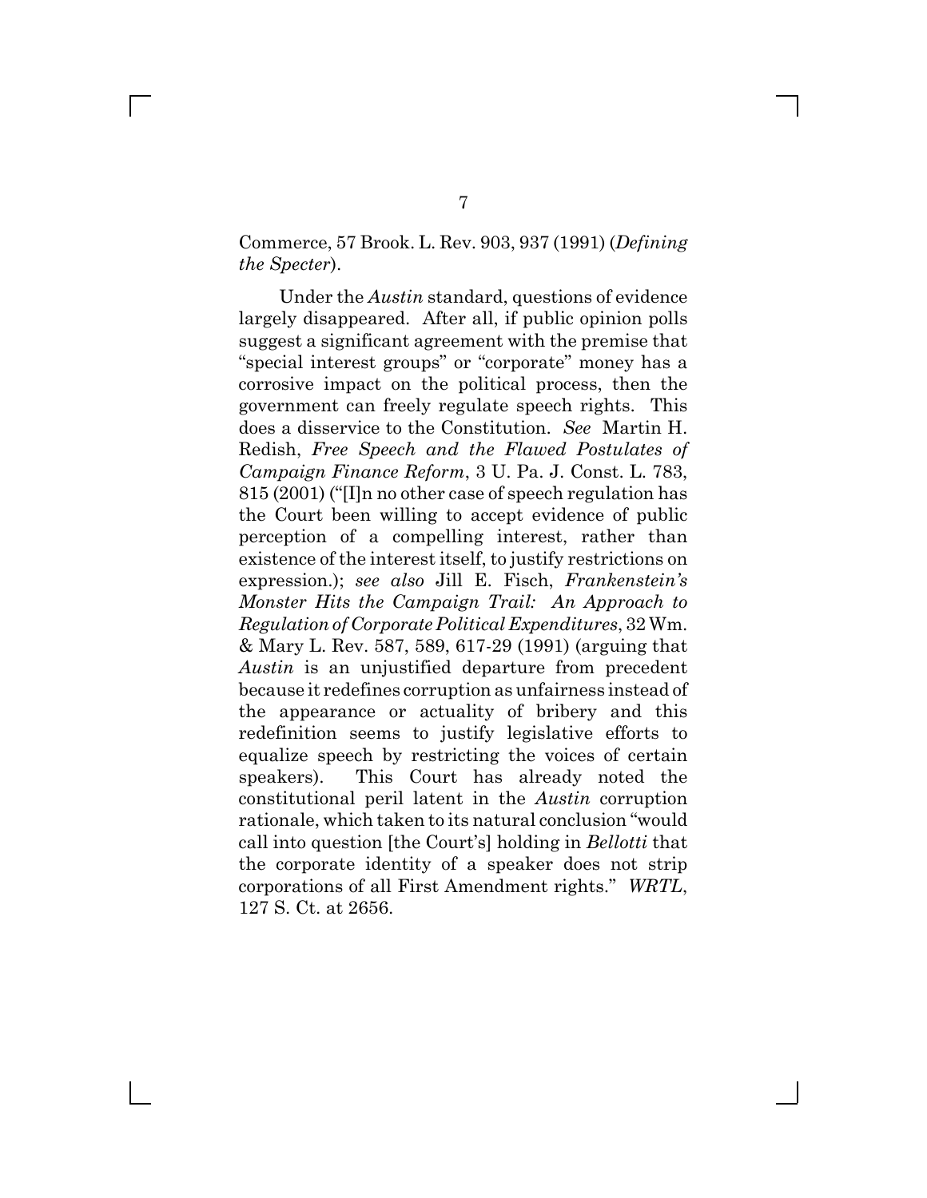Commerce, 57 Brook. L. Rev. 903, 937 (1991) (*Defining the Specter*).

Under the *Austin* standard, questions of evidence largely disappeared. After all, if public opinion polls suggest a significant agreement with the premise that "special interest groups" or "corporate" money has a corrosive impact on the political process, then the government can freely regulate speech rights. This does a disservice to the Constitution. *See* Martin H. Redish, *Free Speech and the Flawed Postulates of Campaign Finance Reform*, 3 U. Pa. J. Const. L. 783, 815 (2001) ("[I]n no other case of speech regulation has the Court been willing to accept evidence of public perception of a compelling interest, rather than existence of the interest itself, to justify restrictions on expression.); *see also* Jill E. Fisch, *Frankenstein's Monster Hits the Campaign Trail: An Approach to Regulation of Corporate Political Expenditures*, 32 Wm. & Mary L. Rev. 587, 589, 617-29 (1991) (arguing that *Austin* is an unjustified departure from precedent because it redefines corruption as unfairness instead of the appearance or actuality of bribery and this redefinition seems to justify legislative efforts to equalize speech by restricting the voices of certain speakers). This Court has already noted the constitutional peril latent in the *Austin* corruption rationale, which taken to its natural conclusion "would call into question [the Court's] holding in *Bellotti* that the corporate identity of a speaker does not strip corporations of all First Amendment rights." *WRTL*, 127 S. Ct. at 2656.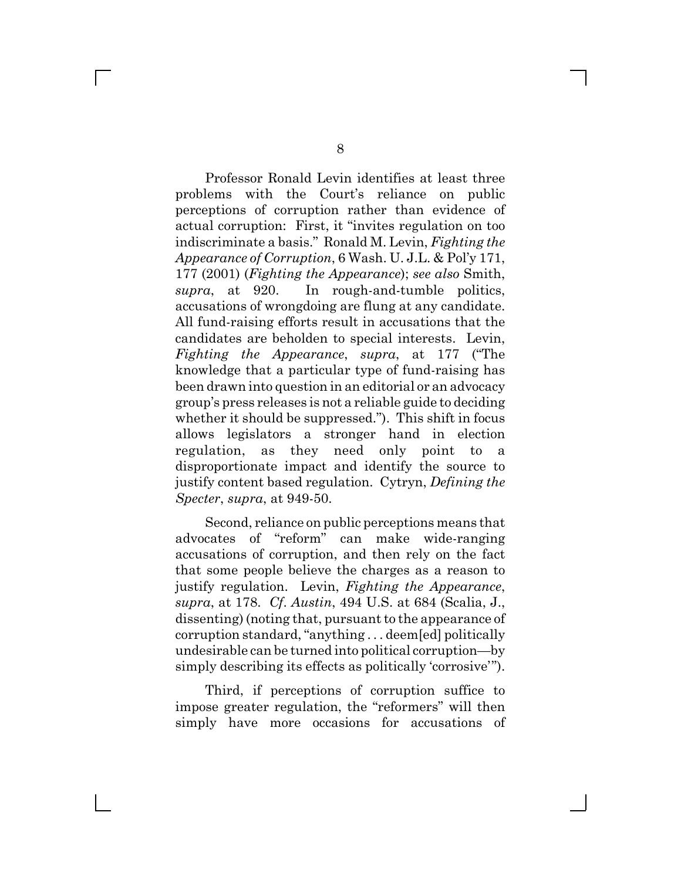Professor Ronald Levin identifies at least three problems with the Court's reliance on public perceptions of corruption rather than evidence of actual corruption: First, it "invites regulation on too indiscriminate a basis." Ronald M. Levin, *Fighting the Appearance of Corruption*, 6 Wash. U. J.L. & Pol'y 171, 177 (2001) (*Fighting the Appearance*); *see also* Smith, *supra*, at 920. In rough-and-tumble politics, accusations of wrongdoing are flung at any candidate. All fund-raising efforts result in accusations that the candidates are beholden to special interests. Levin, *Fighting the Appearance*, *supra*, at 177 ("The knowledge that a particular type of fund-raising has been drawn into question in an editorial or an advocacy group's press releases is not a reliable guide to deciding whether it should be suppressed."). This shift in focus allows legislators a stronger hand in election regulation, as they need only point to a disproportionate impact and identify the source to justify content based regulation. Cytryn, *Defining the Specter*, *supra*, at 949-50.

Second, reliance on public perceptions means that advocates of "reform" can make wide-ranging accusations of corruption, and then rely on the fact that some people believe the charges as a reason to justify regulation. Levin, *Fighting the Appearance*, *supra*, at 178. *Cf*. *Austin*, 494 U.S. at 684 (Scalia, J., dissenting) (noting that, pursuant to the appearance of corruption standard, "anything . . . deem[ed] politically undesirable can be turned into political corruption—by simply describing its effects as politically 'corrosive'").

Third, if perceptions of corruption suffice to impose greater regulation, the "reformers" will then simply have more occasions for accusations of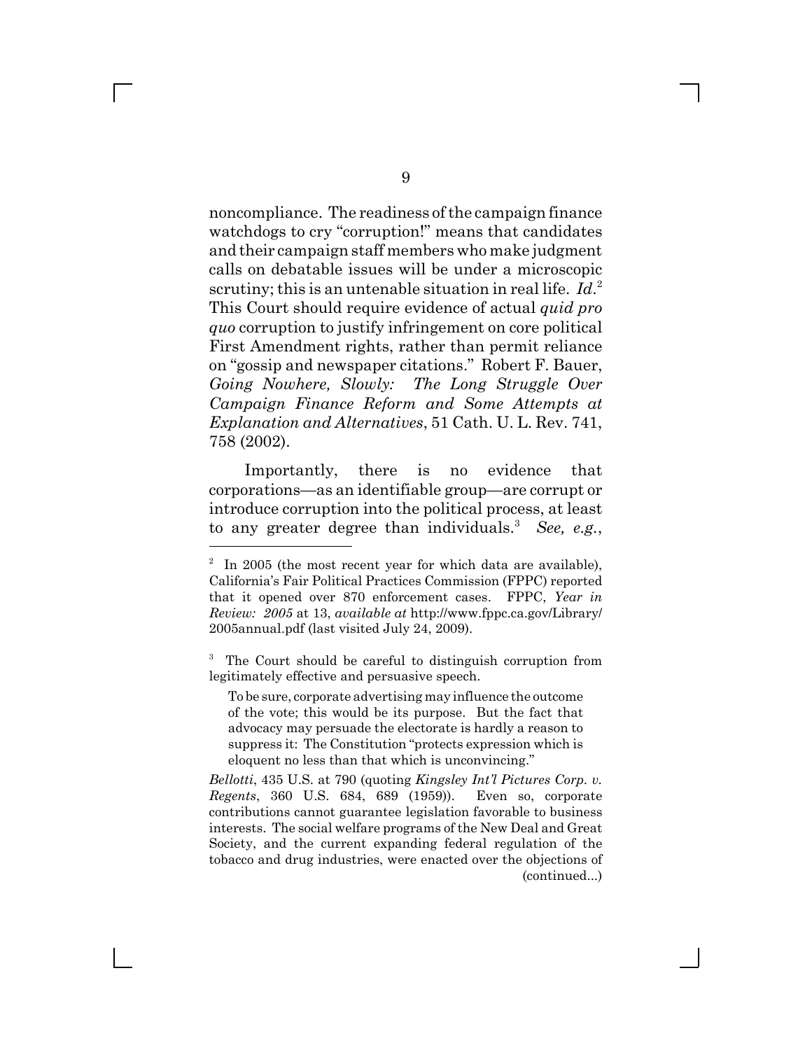noncompliance. The readiness of the campaign finance watchdogs to cry "corruption!" means that candidates and their campaign staff members who make judgment calls on debatable issues will be under a microscopic scrutiny; this is an untenable situation in real life. *Id.*[2] This Court should require evidence of actual *quid pro quo* corruption to justify infringement on core political First Amendment rights, rather than permit reliance on "gossip and newspaper citations." Robert F. Bauer, *Going Nowhere, Slowly: The Long Struggle Over Campaign Finance Reform and Some Attempts at Explanation and Alternatives*, 51 Cath. U. L. Rev. 741, 758 (2002).

Importantly, there is no evidence that corporations—as an identifiable group—are corrupt or introduce corruption into the political process, at least to any greater degree than individuals.[3] *See, e.g.*,

---

[2] In 2005 (the most recent year for which data are available), California's Fair Political Practices Commission (FPPC) reported that it opened over 870 enforcement cases. FPPC, *Year in Review: 2005* at 13, *available at* http://www.fppc.ca.gov/Library/2005annual.pdf (last visited July 24, 2009).

[3] The Court should be careful to distinguish corruption from legitimately effective and persuasive speech.

> To be sure, corporate advertising may influence the outcome of the vote; this would be its purpose. But the fact that advocacy may persuade the electorate is hardly a reason to suppress it: The Constitution "protects expression which is eloquent no less than that which is unconvincing."

*Bellotti*, 435 U.S. at 790 (quoting *Kingsley Int'l Pictures Corp. v. Regents*, 360 U.S. 684, 689 (1959)). Even so, corporate contributions cannot guarantee legislation favorable to business interests. The social welfare programs of the New Deal and Great Society, and the current expanding federal regulation of the tobacco and drug industries, were enacted over the objections of (continued...)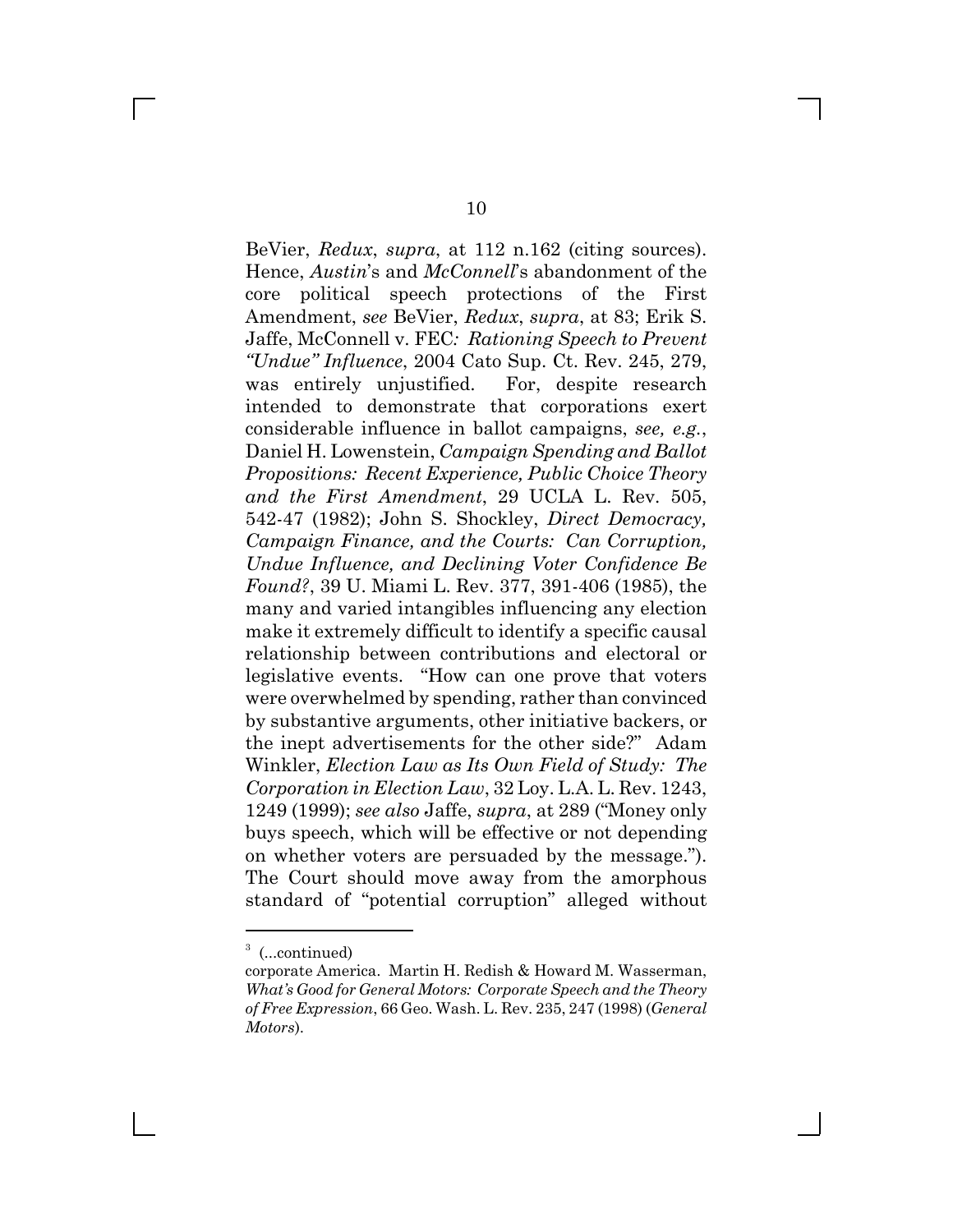BeVier, *Redux*, *supra*, at 112 n.162 (citing sources). Hence, *Austin*'s and *McConnell*'s abandonment of the core political speech protections of the First Amendment, *see* BeVier, *Redux*, *supra*, at 83; Erik S. Jaffe, McConnell v. FEC*: Rationing Speech to Prevent "Undue" Influence*, 2004 Cato Sup. Ct. Rev. 245, 279, was entirely unjustified. For, despite research intended to demonstrate that corporations exert considerable influence in ballot campaigns, *see, e.g.*, Daniel H. Lowenstein, *Campaign Spending and Ballot Propositions: Recent Experience, Public Choice Theory and the First Amendment*, 29 UCLA L. Rev. 505, 542-47 (1982); John S. Shockley, *Direct Democracy, Campaign Finance, and the Courts: Can Corruption, Undue Influence, and Declining Voter Confidence Be Found?*, 39 U. Miami L. Rev. 377, 391-406 (1985), the many and varied intangibles influencing any election make it extremely difficult to identify a specific causal relationship between contributions and electoral or legislative events. "How can one prove that voters were overwhelmed by spending, rather than convinced by substantive arguments, other initiative backers, or the inept advertisements for the other side?" Adam Winkler, *Election Law as Its Own Field of Study: The Corporation in Election Law*, 32 Loy. L.A. L. Rev. 1243, 1249 (1999); *see also* Jaffe, *supra*, at 289 ("Money only buys speech, which will be effective or not depending on whether voters are persuaded by the message."). The Court should move away from the amorphous standard of "potential corruption" alleged without

---

[3] (...continued)
corporate America. Martin H. Redish & Howard M. Wasserman, *What's Good for General Motors: Corporate Speech and the Theory of Free Expression*, 66 Geo. Wash. L. Rev. 235, 247 (1998) (*General Motors*).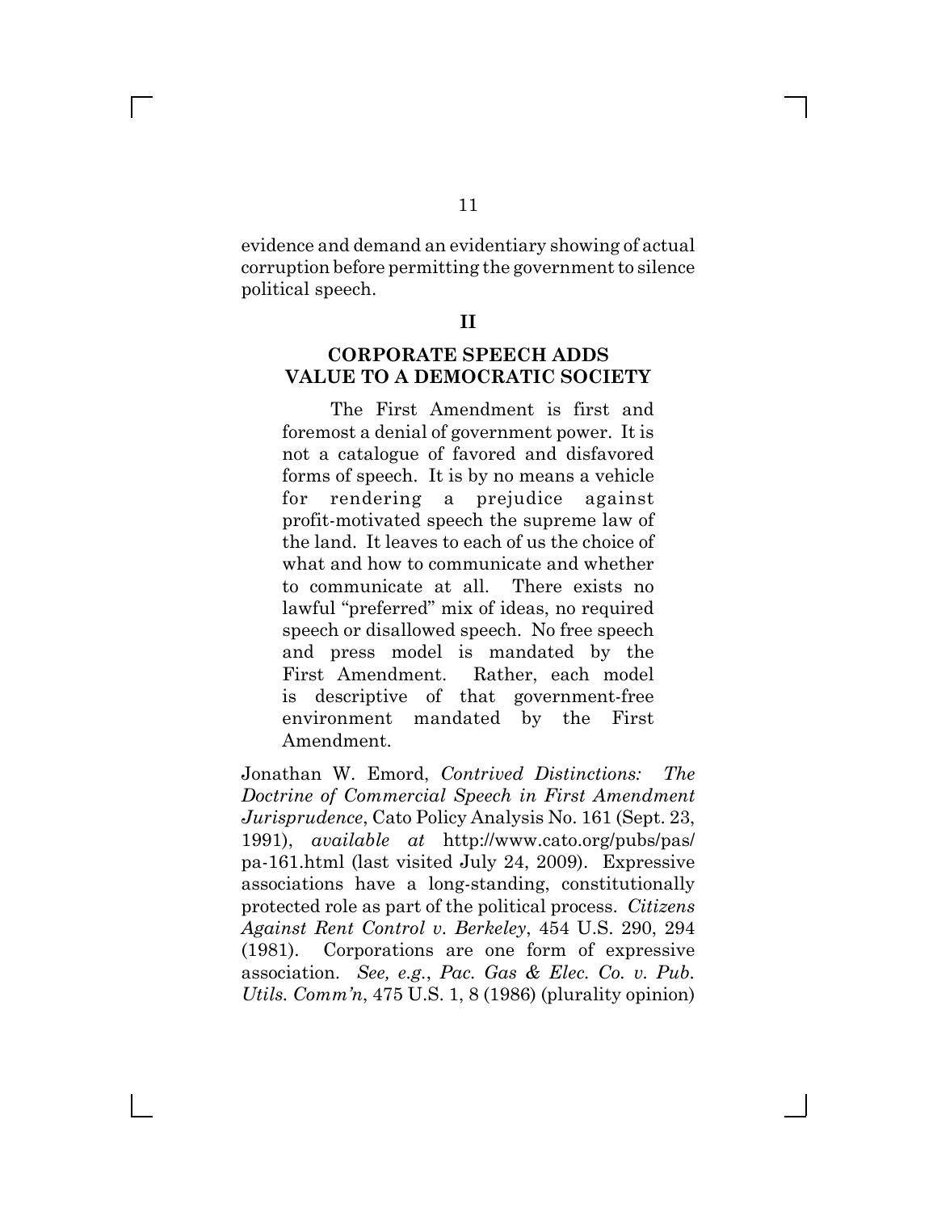evidence and demand an evidentiary showing of actual corruption before permitting the government to silence political speech.

## II

## CORPORATE SPEECH ADDS VALUE TO A DEMOCRATIC SOCIETY

> The First Amendment is first and foremost a denial of government power. It is not a catalogue of favored and disfavored forms of speech. It is by no means a vehicle for rendering a prejudice against profit-motivated speech the supreme law of the land. It leaves to each of us the choice of what and how to communicate and whether to communicate at all. There exists no lawful "preferred" mix of ideas, no required speech or disallowed speech. No free speech and press model is mandated by the First Amendment. Rather, each model is descriptive of that government-free environment mandated by the First Amendment.

Jonathan W. Emord, *Contrived Distinctions: The Doctrine of Commercial Speech in First Amendment Jurisprudence*, Cato Policy Analysis No. 161 (Sept. 23, 1991), *available at* http://www.cato.org/pubs/pas/pa-161.html (last visited July 24, 2009). Expressive associations have a long-standing, constitutionally protected role as part of the political process. *Citizens Against Rent Control v. Berkeley*, 454 U.S. 290, 294 (1981). Corporations are one form of expressive association. *See, e.g.*, *Pac. Gas & Elec. Co. v. Pub. Utils. Comm'n*, 475 U.S. 1, 8 (1986) (plurality opinion)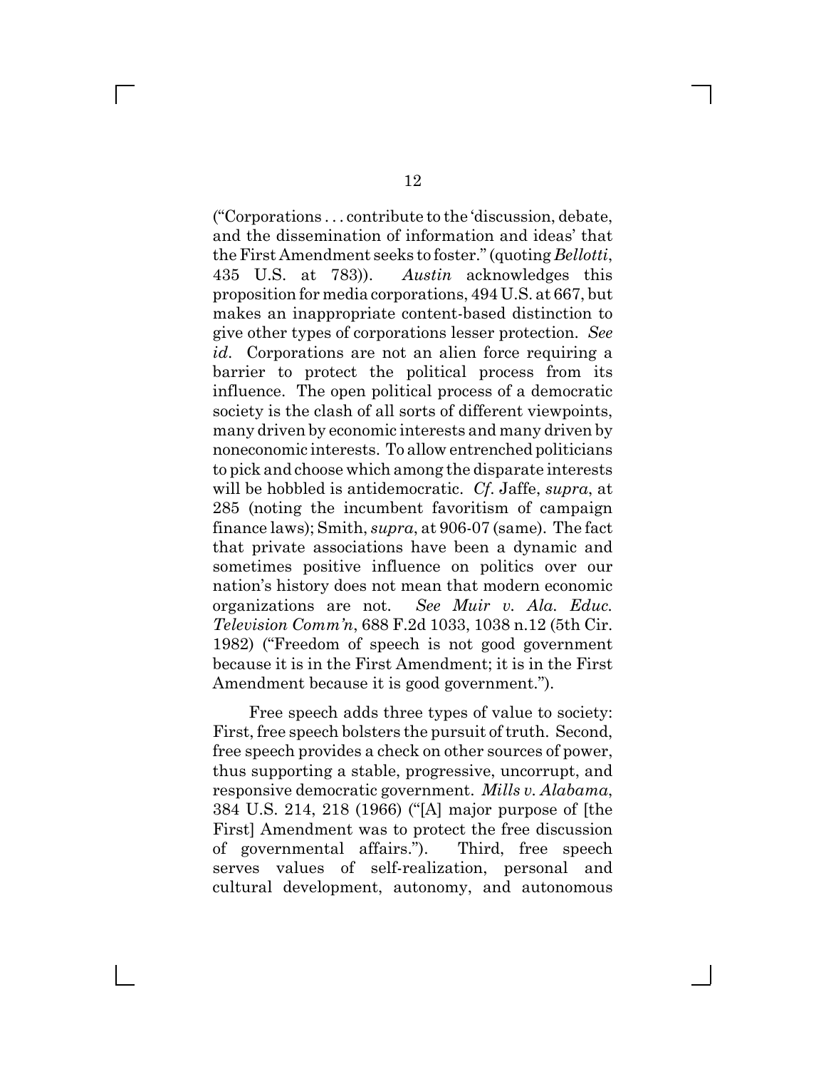("Corporations . . . contribute to the 'discussion, debate, and the dissemination of information and ideas' that the First Amendment seeks to foster." (quoting *Bellotti*, 435 U.S. at 783)). *Austin* acknowledges this proposition for media corporations, 494 U.S. at 667, but makes an inappropriate content-based distinction to give other types of corporations lesser protection. *See id*. Corporations are not an alien force requiring a barrier to protect the political process from its influence. The open political process of a democratic society is the clash of all sorts of different viewpoints, many driven by economic interests and many driven by noneconomic interests. To allow entrenched politicians to pick and choose which among the disparate interests will be hobbled is antidemocratic. *Cf*. Jaffe, *supra*, at 285 (noting the incumbent favoritism of campaign finance laws); Smith, *supra*, at 906-07 (same). The fact that private associations have been a dynamic and sometimes positive influence on politics over our nation's history does not mean that modern economic organizations are not. *See Muir v. Ala. Educ. Television Comm'n*, 688 F.2d 1033, 1038 n.12 (5th Cir. 1982) ("Freedom of speech is not good government because it is in the First Amendment; it is in the First Amendment because it is good government.").

Free speech adds three types of value to society: First, free speech bolsters the pursuit of truth. Second, free speech provides a check on other sources of power, thus supporting a stable, progressive, uncorrupt, and responsive democratic government. *Mills v. Alabama*, 384 U.S. 214, 218 (1966) ("[A] major purpose of [the First] Amendment was to protect the free discussion of governmental affairs."). Third, free speech serves values of self-realization, personal and cultural development, autonomy, and autonomous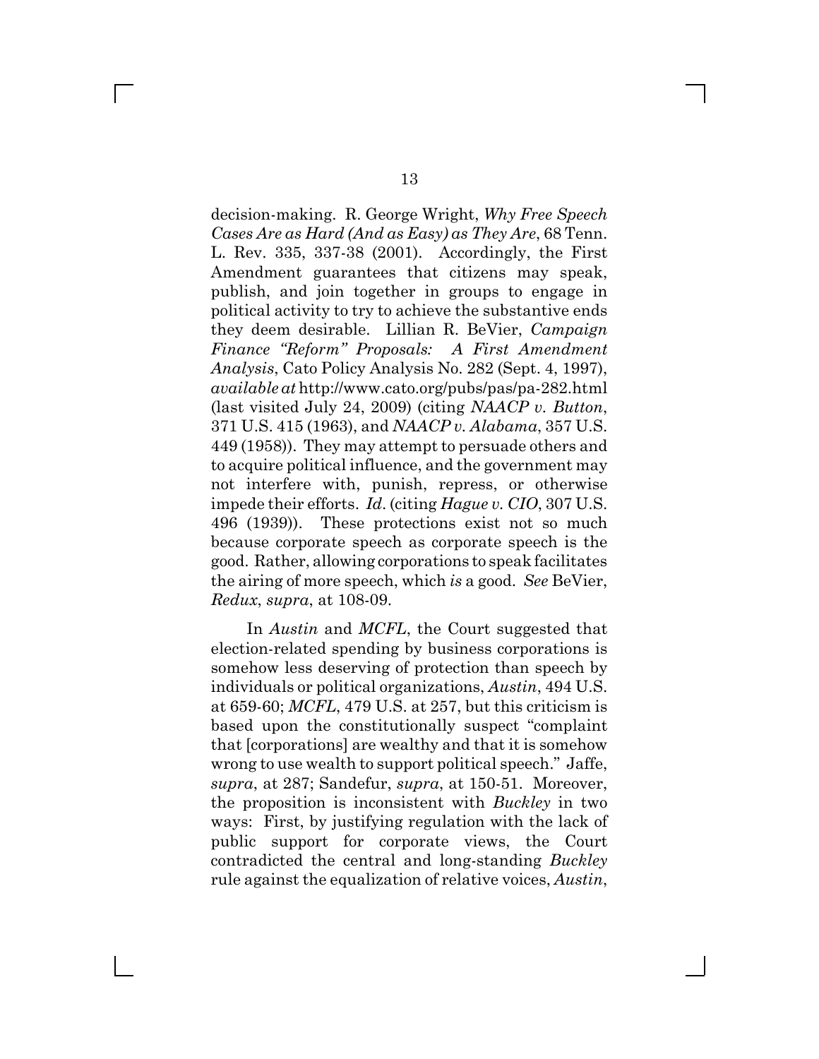decision-making. R. George Wright, *Why Free Speech Cases Are as Hard (And as Easy) as They Are*, 68 Tenn. L. Rev. 335, 337-38 (2001). Accordingly, the First Amendment guarantees that citizens may speak, publish, and join together in groups to engage in political activity to try to achieve the substantive ends they deem desirable. Lillian R. BeVier, *Campaign Finance "Reform" Proposals: A First Amendment Analysis*, Cato Policy Analysis No. 282 (Sept. 4, 1997), *available at* http://www.cato.org/pubs/pas/pa-282.html (last visited July 24, 2009) (citing *NAACP v. Button*, 371 U.S. 415 (1963), and *NAACP v. Alabama*, 357 U.S. 449 (1958)). They may attempt to persuade others and to acquire political influence, and the government may not interfere with, punish, repress, or otherwise impede their efforts. *Id*. (citing *Hague v. CIO*, 307 U.S. 496 (1939)). These protections exist not so much because corporate speech as corporate speech is the good. Rather, allowing corporations to speak facilitates the airing of more speech, which *is* a good. *See* BeVier, *Redux*, *supra*, at 108-09.

In *Austin* and *MCFL*, the Court suggested that election-related spending by business corporations is somehow less deserving of protection than speech by individuals or political organizations, *Austin*, 494 U.S. at 659-60; *MCFL*, 479 U.S. at 257, but this criticism is based upon the constitutionally suspect "complaint that [corporations] are wealthy and that it is somehow wrong to use wealth to support political speech." Jaffe, *supra*, at 287; Sandefur, *supra*, at 150-51. Moreover, the proposition is inconsistent with *Buckley* in two ways: First, by justifying regulation with the lack of public support for corporate views, the Court contradicted the central and long-standing *Buckley* rule against the equalization of relative voices, *Austin*,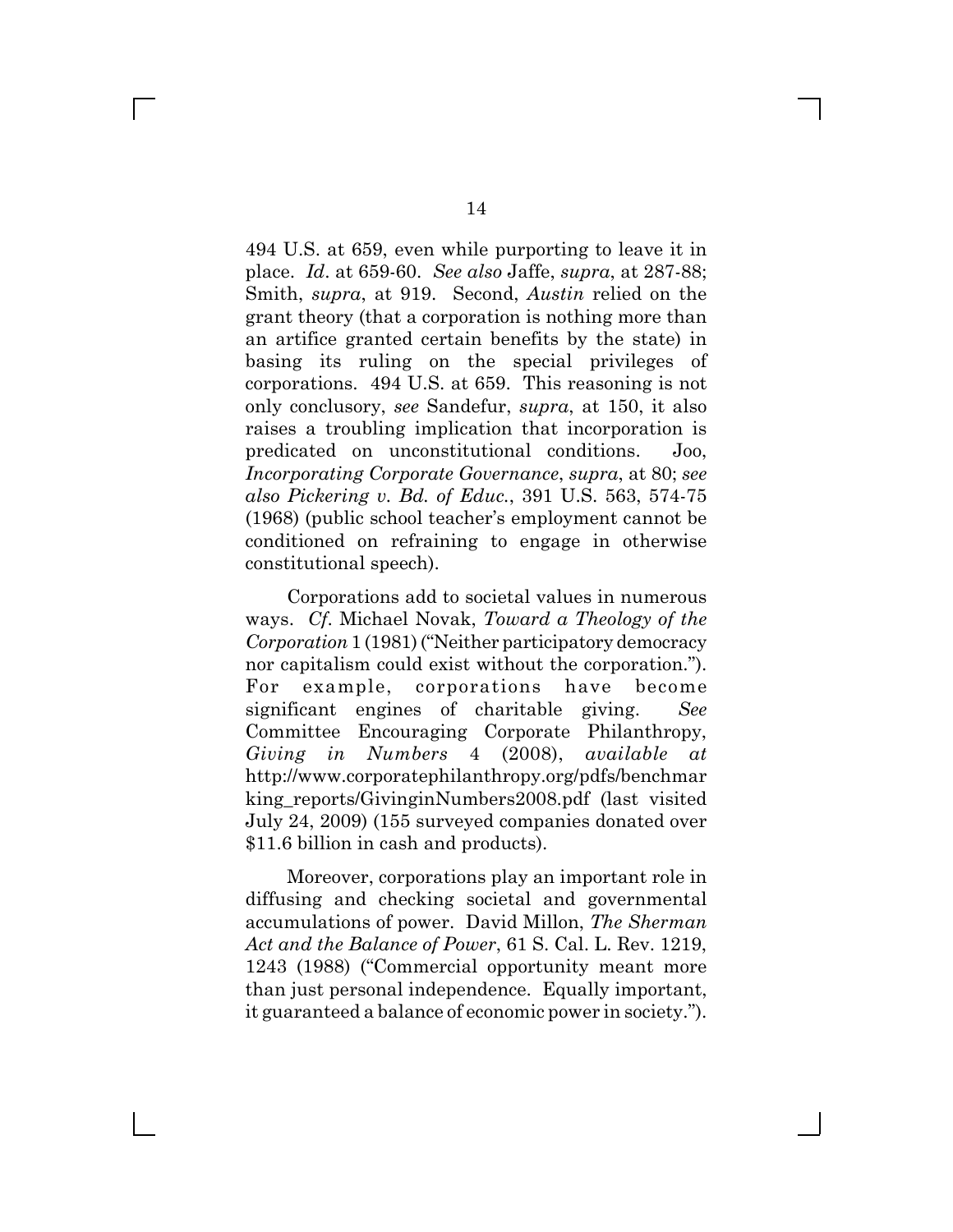494 U.S. at 659, even while purporting to leave it in place. *Id*. at 659-60. *See also* Jaffe, *supra*, at 287-88; Smith, *supra*, at 919. Second, *Austin* relied on the grant theory (that a corporation is nothing more than an artifice granted certain benefits by the state) in basing its ruling on the special privileges of corporations. 494 U.S. at 659. This reasoning is not only conclusory, *see* Sandefur, *supra*, at 150, it also raises a troubling implication that incorporation is predicated on unconstitutional conditions. Joo, *Incorporating Corporate Governance*, *supra*, at 80; *see also Pickering v. Bd. of Educ.*, 391 U.S. 563, 574-75 (1968) (public school teacher's employment cannot be conditioned on refraining to engage in otherwise constitutional speech).

Corporations add to societal values in numerous ways. *Cf.* Michael Novak, *Toward a Theology of the Corporation* 1 (1981) ("Neither participatory democracy nor capitalism could exist without the corporation."). For example, corporations have become significant engines of charitable giving. *See* Committee Encouraging Corporate Philanthropy, *Giving in Numbers* 4 (2008), *available at* http://www.corporatephilanthropy.org/pdfs/benchmarking_reports/GivinginNumbers2008.pdf (last visited July 24, 2009) (155 surveyed companies donated over $11.6 billion in cash and products).

Moreover, corporations play an important role in diffusing and checking societal and governmental accumulations of power. David Millon, *The Sherman Act and the Balance of Power*, 61 S. Cal. L. Rev. 1219, 1243 (1988) ("Commercial opportunity meant more than just personal independence. Equally important, it guaranteed a balance of economic power in society.").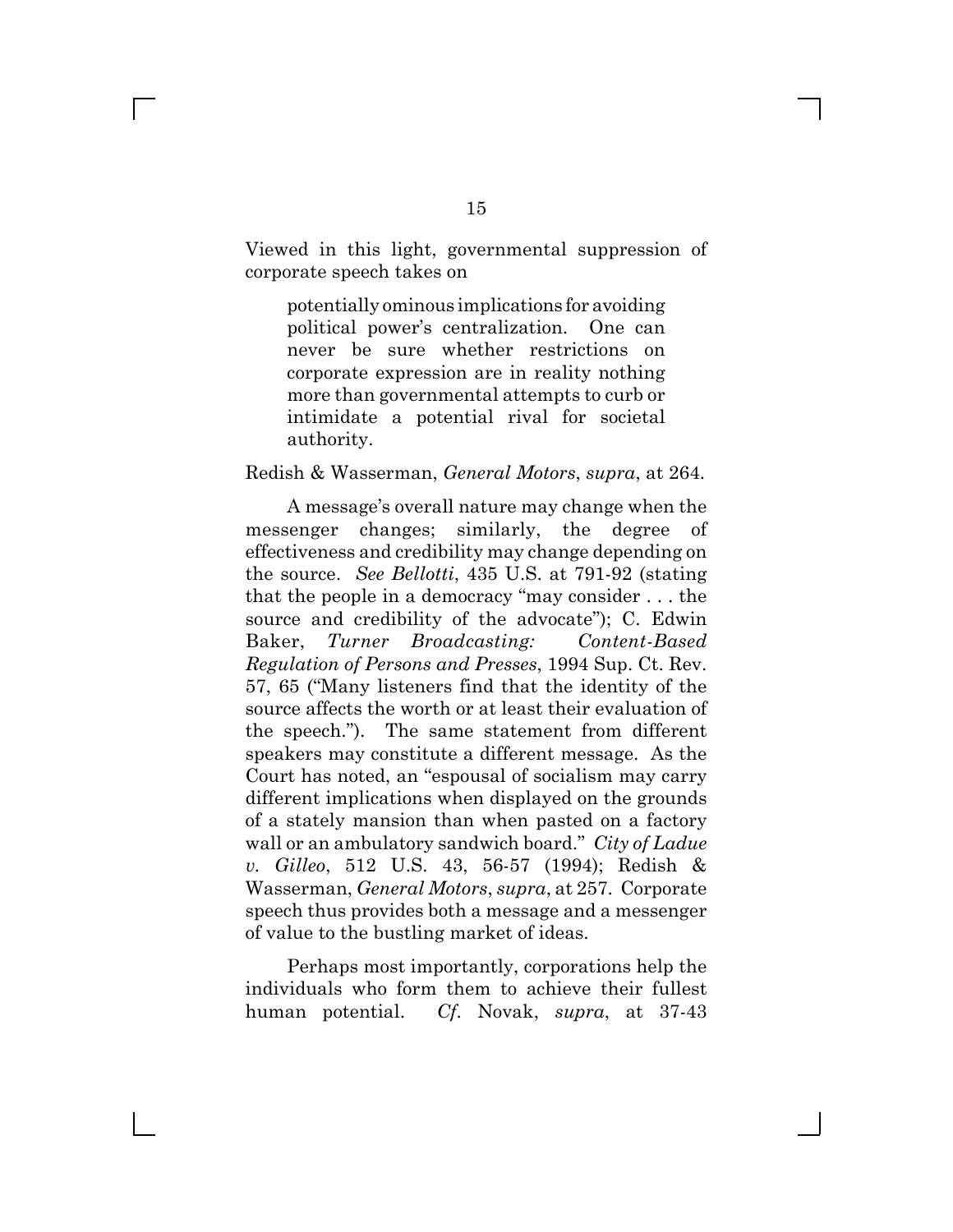Viewed in this light, governmental suppression of corporate speech takes on

> potentially ominous implications for avoiding political power's centralization. One can never be sure whether restrictions on corporate expression are in reality nothing more than governmental attempts to curb or intimidate a potential rival for societal authority.

Redish & Wasserman, *General Motors*, *supra*, at 264.

A message's overall nature may change when the messenger changes; similarly, the degree of effectiveness and credibility may change depending on the source. *See Bellotti*, 435 U.S. at 791-92 (stating that the people in a democracy "may consider . . . the source and credibility of the advocate"); C. Edwin Baker, *Turner Broadcasting: Content-Based Regulation of Persons and Presses*, 1994 Sup. Ct. Rev. 57, 65 ("Many listeners find that the identity of the source affects the worth or at least their evaluation of the speech."). The same statement from different speakers may constitute a different message. As the Court has noted, an "espousal of socialism may carry different implications when displayed on the grounds of a stately mansion than when pasted on a factory wall or an ambulatory sandwich board." *City of Ladue v. Gilleo*, 512 U.S. 43, 56-57 (1994); Redish & Wasserman, *General Motors*, *supra*, at 257. Corporate speech thus provides both a message and a messenger of value to the bustling market of ideas.

Perhaps most importantly, corporations help the individuals who form them to achieve their fullest human potential. *Cf.* Novak, *supra*, at 37-43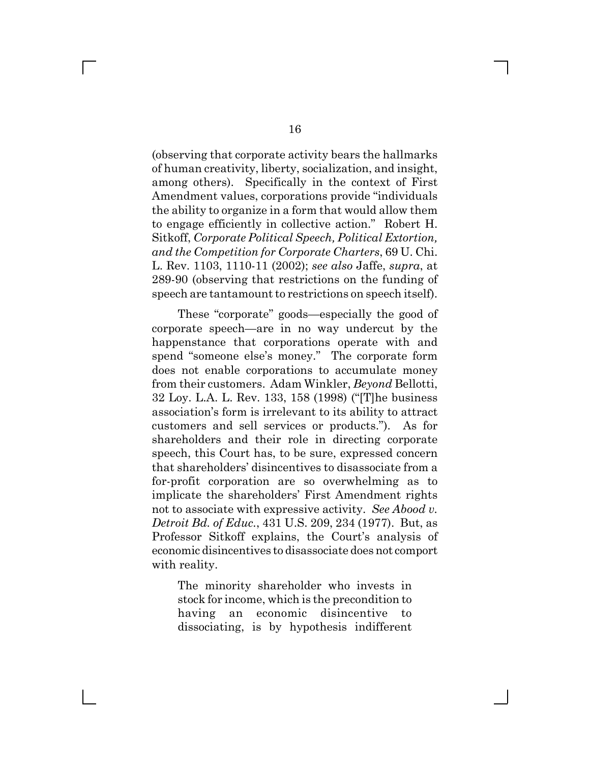(observing that corporate activity bears the hallmarks of human creativity, liberty, socialization, and insight, among others). Specifically in the context of First Amendment values, corporations provide "individuals the ability to organize in a form that would allow them to engage efficiently in collective action." Robert H. Sitkoff, *Corporate Political Speech, Political Extortion, and the Competition for Corporate Charters*, 69 U. Chi. L. Rev. 1103, 1110-11 (2002); *see also* Jaffe, *supra*, at 289-90 (observing that restrictions on the funding of speech are tantamount to restrictions on speech itself).

These "corporate" goods—especially the good of corporate speech—are in no way undercut by the happenstance that corporations operate with and spend "someone else's money." The corporate form does not enable corporations to accumulate money from their customers. Adam Winkler, *Beyond* Bellotti, 32 Loy. L.A. L. Rev. 133, 158 (1998) ("[T]he business association's form is irrelevant to its ability to attract customers and sell services or products."). As for shareholders and their role in directing corporate speech, this Court has, to be sure, expressed concern that shareholders' disincentives to disassociate from a for-profit corporation are so overwhelming as to implicate the shareholders' First Amendment rights not to associate with expressive activity. *See Abood v. Detroit Bd. of Educ.*, 431 U.S. 209, 234 (1977). But, as Professor Sitkoff explains, the Court's analysis of economic disincentives to disassociate does not comport with reality.

> The minority shareholder who invests in stock for income, which is the precondition to having an economic disincentive to dissociating, is by hypothesis indifferent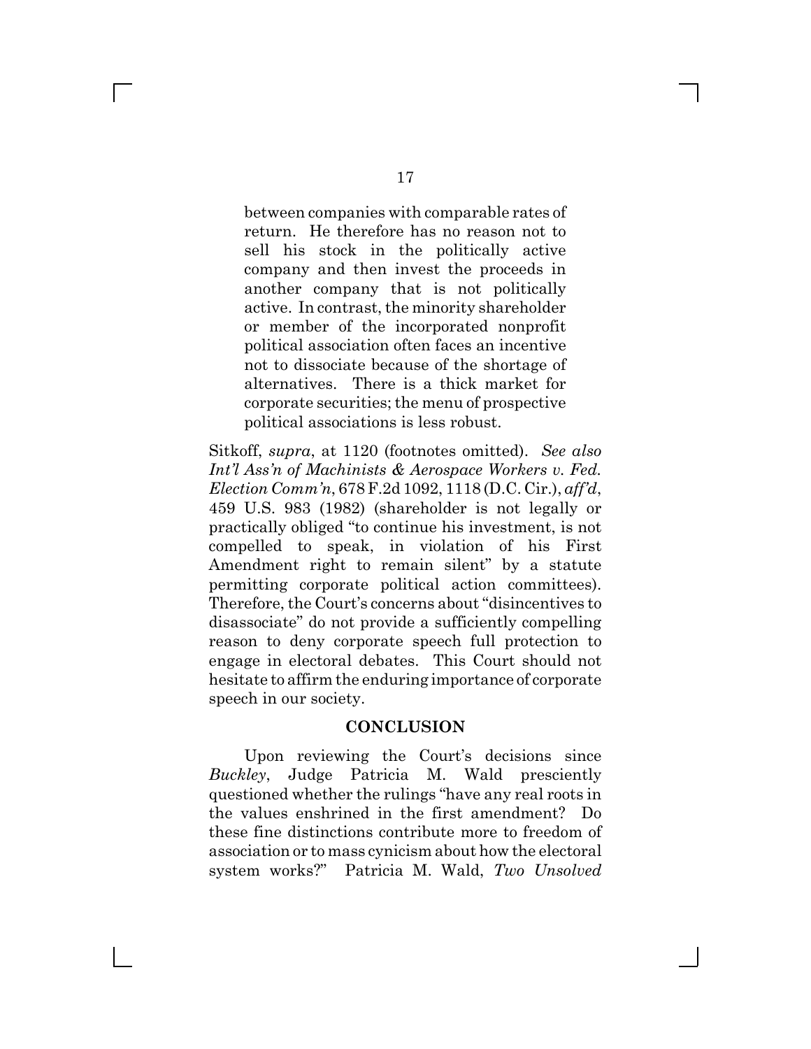> between companies with comparable rates of return. He therefore has no reason not to sell his stock in the politically active company and then invest the proceeds in another company that is not politically active. In contrast, the minority shareholder or member of the incorporated nonprofit political association often faces an incentive not to dissociate because of the shortage of alternatives. There is a thick market for corporate securities; the menu of prospective political associations is less robust.

Sitkoff, *supra*, at 1120 (footnotes omitted). *See also Int'l Ass'n of Machinists & Aerospace Workers v. Fed. Election Comm'n*, 678 F.2d 1092, 1118 (D.C. Cir.), *aff'd*, 459 U.S. 983 (1982) (shareholder is not legally or practically obliged "to continue his investment, is not compelled to speak, in violation of his First Amendment right to remain silent" by a statute permitting corporate political action committees). Therefore, the Court's concerns about "disincentives to disassociate" do not provide a sufficiently compelling reason to deny corporate speech full protection to engage in electoral debates. This Court should not hesitate to affirm the enduring importance of corporate speech in our society.

## CONCLUSION

Upon reviewing the Court's decisions since *Buckley*, Judge Patricia M. Wald presciently questioned whether the rulings "have any real roots in the values enshrined in the first amendment? Do these fine distinctions contribute more to freedom of association or to mass cynicism about how the electoral system works?" Patricia M. Wald, *Two Unsolved*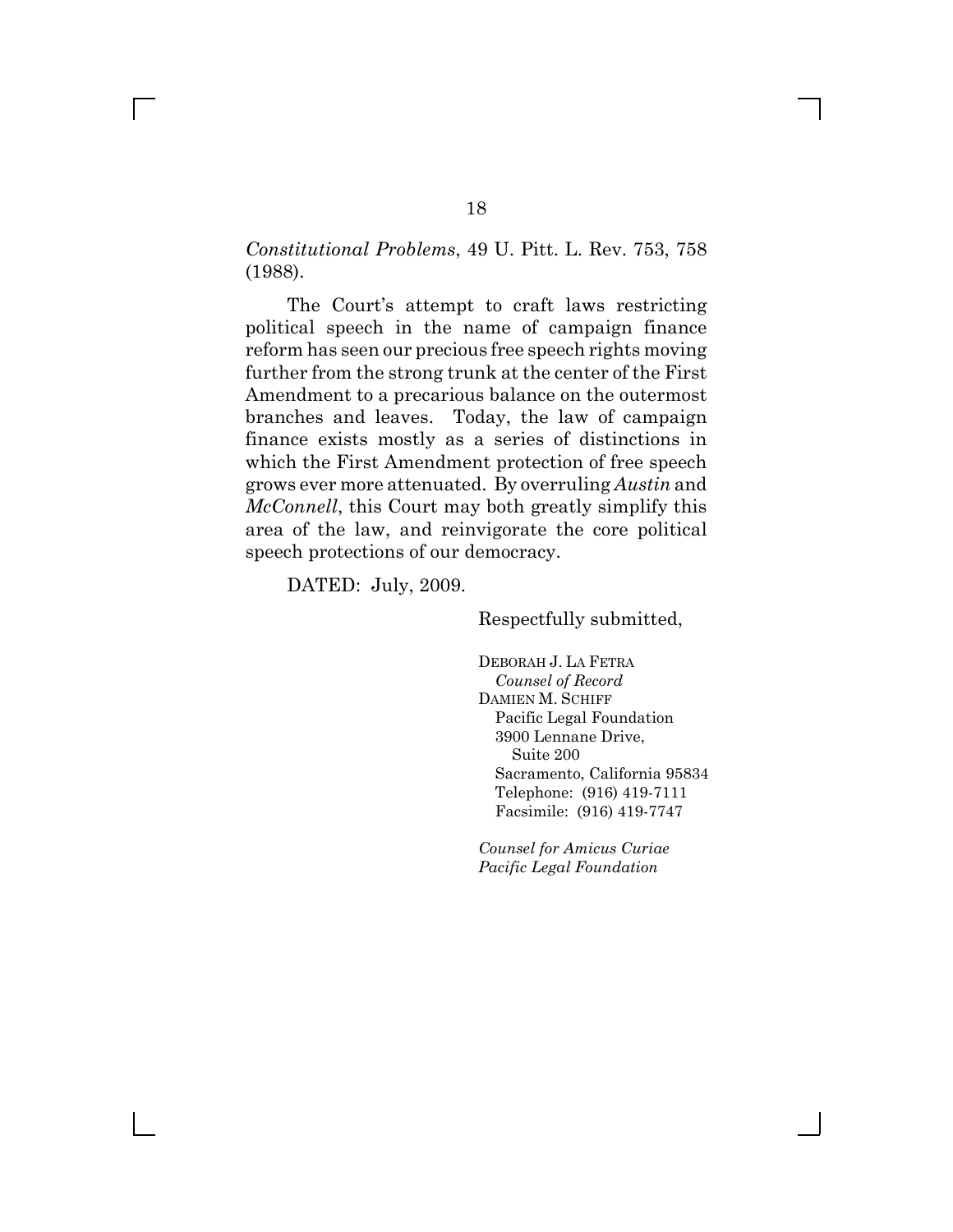*Constitutional Problems*, 49 U. Pitt. L. Rev. 753, 758 (1988).

The Court's attempt to craft laws restricting political speech in the name of campaign finance reform has seen our precious free speech rights moving further from the strong trunk at the center of the First Amendment to a precarious balance on the outermost branches and leaves. Today, the law of campaign finance exists mostly as a series of distinctions in which the First Amendment protection of free speech grows ever more attenuated. By overruling *Austin* and *McConnell*, this Court may both greatly simplify this area of the law, and reinvigorate the core political speech protections of our democracy.

DATED: July, 2009.

Respectfully submitted,

DEBORAH J. LA FETRA
*Counsel of Record*
DAMIEN M. SCHIFF
Pacific Legal Foundation
3900 Lennane Drive,
Suite 200
Sacramento, California 95834
Telephone: (916) 419-7111
Facsimile: (916) 419-7747

*Counsel for Amicus Curiae Pacific Legal Foundation*